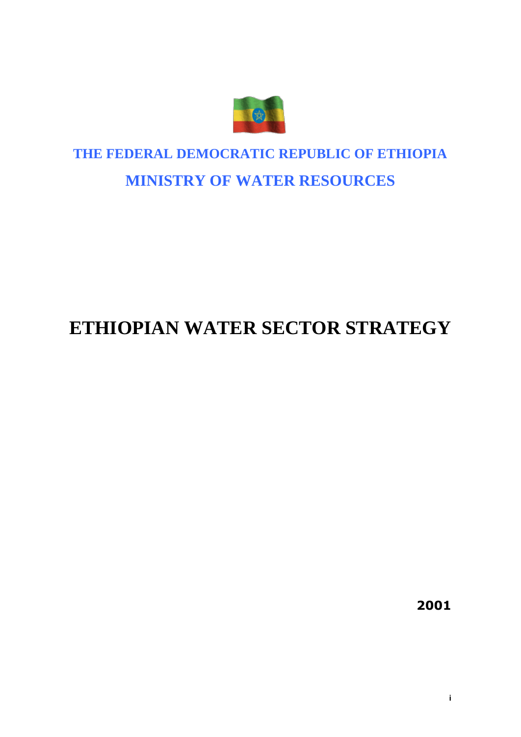**THE FEDERAL DEMOCRATIC REPUBLIC OF ETHIOPIA**

**MINISTRY OF WATER RESOURCES**

# ETHIOPIAN WATER SECTOR STRATEGY

**2001**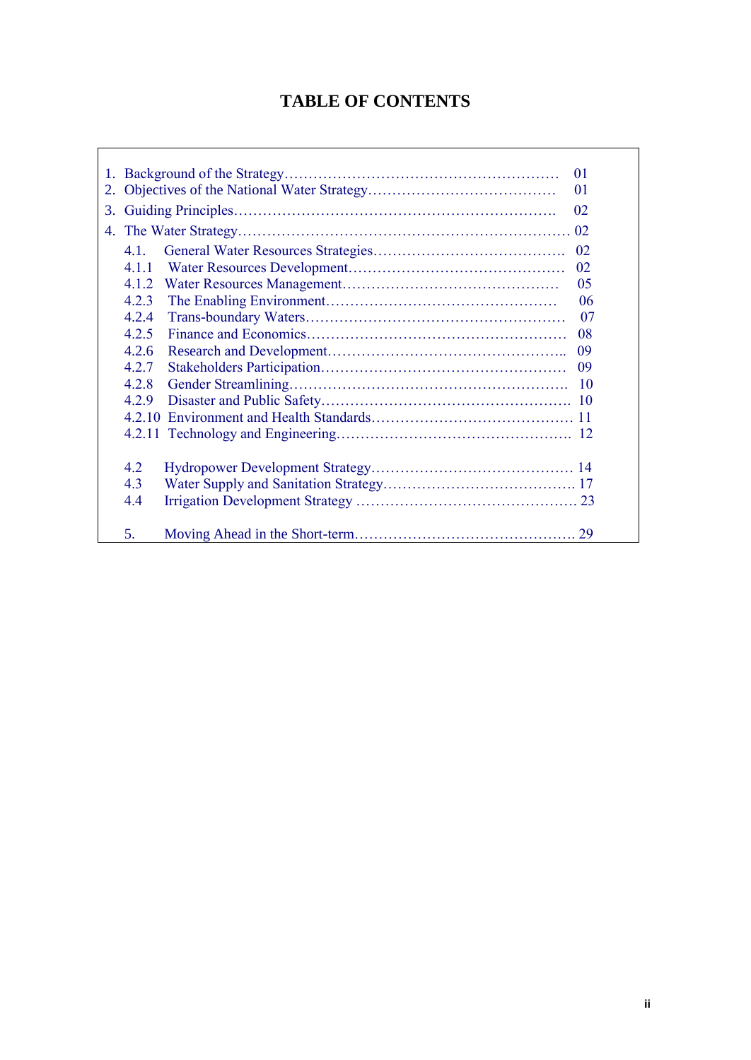# TABLE OF CONTENTS

| | | |
|---|---|---|
| 1. | Background of the Strategy | 01 |
| 2. | Objectives of the National Water Strategy | 01 |
| 3. | Guiding Principles | 02 |
| 4. | The Water Strategy | 02 |
| 4.1. | General Water Resources Strategies | 02 |
| 4.1.1 | Water Resources Development | 02 |
| 4.1.2 | Water Resources Management | 05 |
| 4.2.3 | The Enabling Environment | 06 |
| 4.2.4 | Trans-boundary Waters | 07 |
| 4.2.5 | Finance and Economics | 08 |
| 4.2.6 | Research and Development | 09 |
| 4.2.7 | Stakeholders Participation | 09 |
| 4.2.8 | Gender Streamlining | 10 |
| 4.2.9 | Disaster and Public Safety | 10 |
| 4.2.10 | Environment and Health Standards | 11 |
| 4.2.11 | Technology and Engineering | 12 |
| 4.2 | Hydropower Development Strategy | 14 |
| 4.3 | Water Supply and Sanitation Strategy | 17 |
| 4.4 | Irrigation Development Strategy | 23 |
| 5. | Moving Ahead in the Short-term | 29 |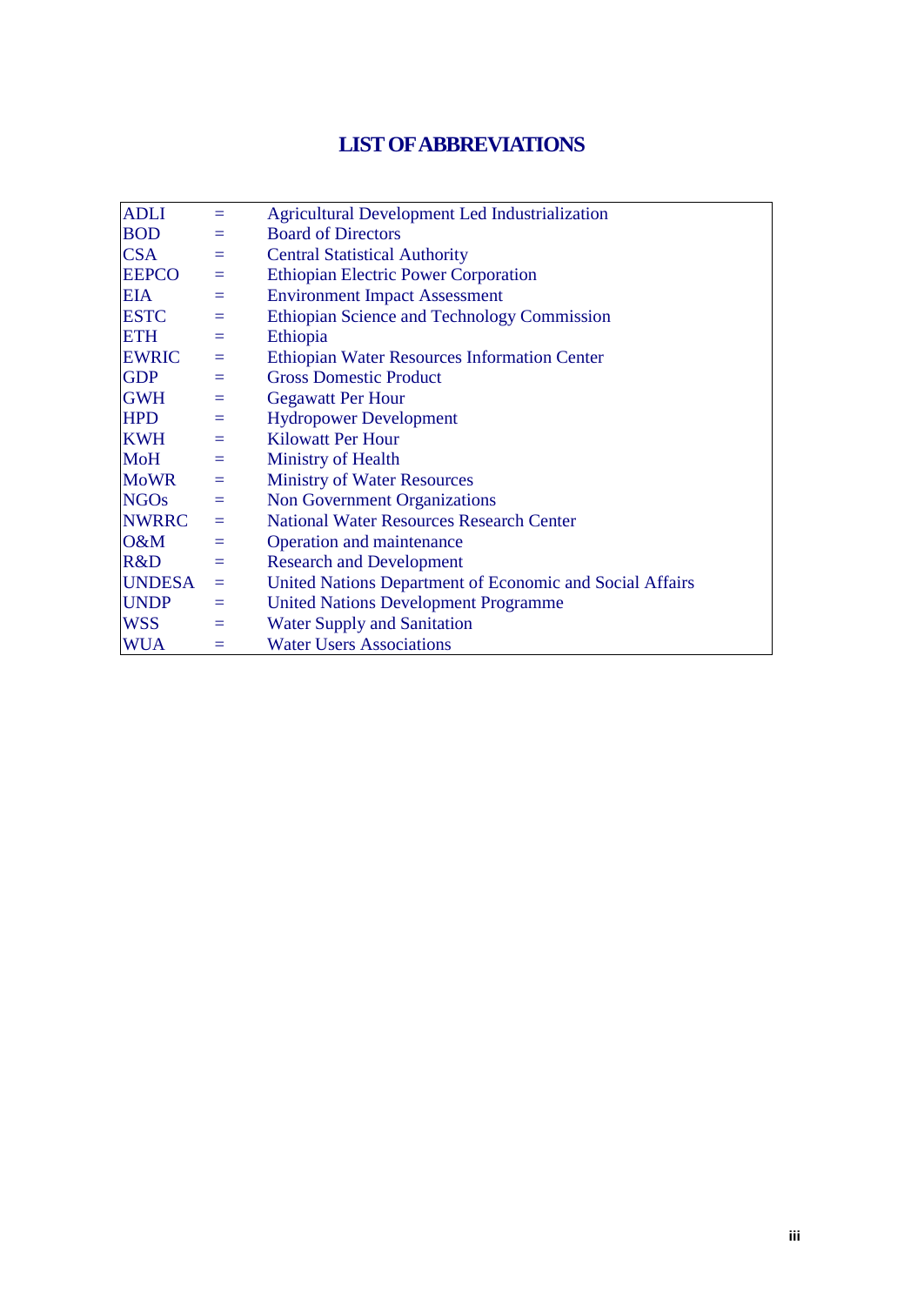# LIST OF ABBREVIATIONS

| | | |
|---|---|---|
| ADLI | = | Agricultural Development Led Industrialization |
| BOD | = | Board of Directors |
| CSA | = | Central Statistical Authority |
| EEPCO | = | Ethiopian Electric Power Corporation |
| EIA | = | Environment Impact Assessment |
| ESTC | = | Ethiopian Science and Technology Commission |
| ETH | = | Ethiopia |
| EWRIC | = | Ethiopian Water Resources Information Center |
| GDP | = | Gross Domestic Product |
| GWH | = | Gegawatt Per Hour |
| HPD | = | Hydropower Development |
| KWH | = | Kilowatt Per Hour |
| MoH | = | Ministry of Health |
| MoWR | = | Ministry of Water Resources |
| NGOs | = | Non Government Organizations |
| NWRRC | = | National Water Resources Research Center |
| O&M | = | Operation and maintenance |
| R&D | = | Research and Development |
| UNDESA | = | United Nations Department of Economic and Social Affairs |
| UNDP | = | United Nations Development Programme |
| WSS | = | Water Supply and Sanitation |
| WUA | = | Water Users Associations |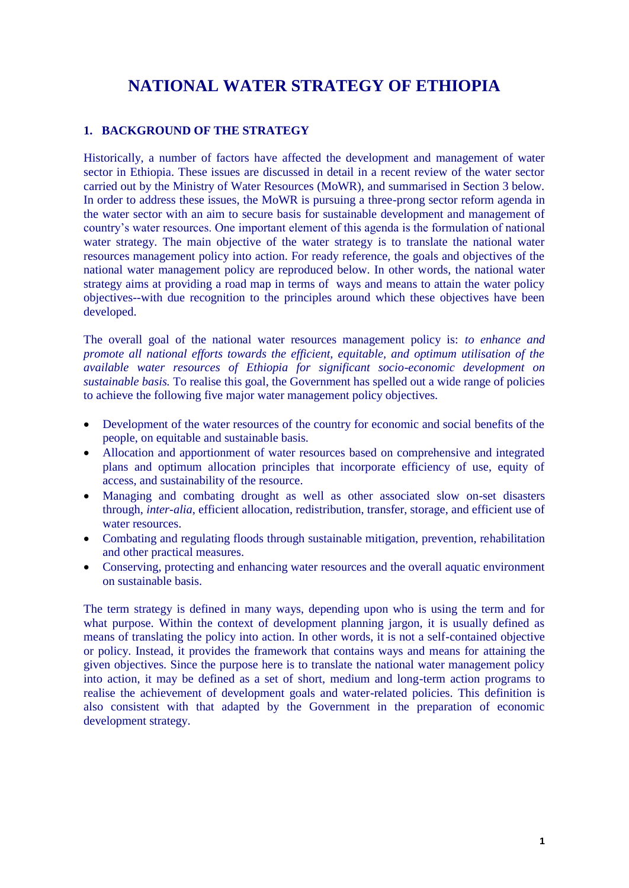# NATIONAL WATER STRATEGY OF ETHIOPIA

## 1. BACKGROUND OF THE STRATEGY

Historically, a number of factors have affected the development and management of water sector in Ethiopia. These issues are discussed in detail in a recent review of the water sector carried out by the Ministry of Water Resources (MoWR), and summarised in Section 3 below. In order to address these issues, the MoWR is pursuing a three-prong sector reform agenda in the water sector with an aim to secure basis for sustainable development and management of country's water resources. One important element of this agenda is the formulation of national water strategy. The main objective of the water strategy is to translate the national water resources management policy into action. For ready reference, the goals and objectives of the national water management policy are reproduced below. In other words, the national water strategy aims at providing a road map in terms of ways and means to attain the water policy objectives--with due recognition to the principles around which these objectives have been developed.

The overall goal of the national water resources management policy is: *to enhance and promote all national efforts towards the efficient, equitable, and optimum utilisation of the available water resources of Ethiopia for significant socio-economic development on sustainable basis.* To realise this goal, the Government has spelled out a wide range of policies to achieve the following five major water management policy objectives.

- Development of the water resources of the country for economic and social benefits of the people, on equitable and sustainable basis.
- Allocation and apportionment of water resources based on comprehensive and integrated plans and optimum allocation principles that incorporate efficiency of use, equity of access, and sustainability of the resource.
- Managing and combating drought as well as other associated slow on-set disasters through, *inter-alia*, efficient allocation, redistribution, transfer, storage, and efficient use of water resources.
- Combating and regulating floods through sustainable mitigation, prevention, rehabilitation and other practical measures.
- Conserving, protecting and enhancing water resources and the overall aquatic environment on sustainable basis.

The term strategy is defined in many ways, depending upon who is using the term and for what purpose. Within the context of development planning jargon, it is usually defined as means of translating the policy into action. In other words, it is not a self-contained objective or policy. Instead, it provides the framework that contains ways and means for attaining the given objectives. Since the purpose here is to translate the national water management policy into action, it may be defined as a set of short, medium and long-term action programs to realise the achievement of development goals and water-related policies. This definition is also consistent with that adapted by the Government in the preparation of economic development strategy.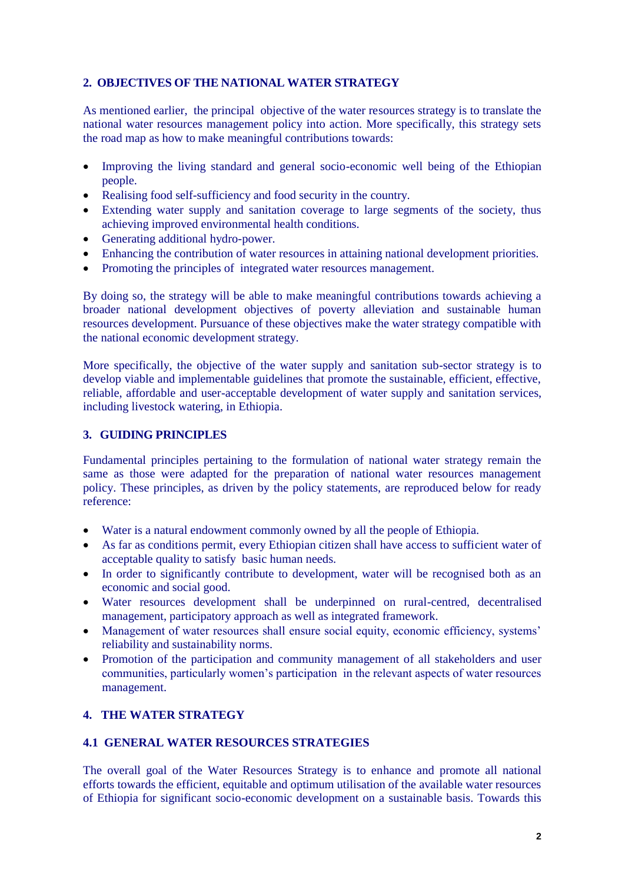## 2. OBJECTIVES OF THE NATIONAL WATER STRATEGY

As mentioned earlier, the principal objective of the water resources strategy is to translate the national water resources management policy into action. More specifically, this strategy sets the road map as how to make meaningful contributions towards:

- Improving the living standard and general socio-economic well being of the Ethiopian people.
- Realising food self-sufficiency and food security in the country.
- Extending water supply and sanitation coverage to large segments of the society, thus achieving improved environmental health conditions.
- Generating additional hydro-power.
- Enhancing the contribution of water resources in attaining national development priorities.
- Promoting the principles of integrated water resources management.

By doing so, the strategy will be able to make meaningful contributions towards achieving a broader national development objectives of poverty alleviation and sustainable human resources development. Pursuance of these objectives make the water strategy compatible with the national economic development strategy.

More specifically, the objective of the water supply and sanitation sub-sector strategy is to develop viable and implementable guidelines that promote the sustainable, efficient, effective, reliable, affordable and user-acceptable development of water supply and sanitation services, including livestock watering, in Ethiopia.

## 3. GUIDING PRINCIPLES

Fundamental principles pertaining to the formulation of national water strategy remain the same as those were adapted for the preparation of national water resources management policy. These principles, as driven by the policy statements, are reproduced below for ready reference:

- Water is a natural endowment commonly owned by all the people of Ethiopia.
- As far as conditions permit, every Ethiopian citizen shall have access to sufficient water of acceptable quality to satisfy basic human needs.
- In order to significantly contribute to development, water will be recognised both as an economic and social good.
- Water resources development shall be underpinned on rural-centred, decentralised management, participatory approach as well as integrated framework.
- Management of water resources shall ensure social equity, economic efficiency, systems' reliability and sustainability norms.
- Promotion of the participation and community management of all stakeholders and user communities, particularly women's participation in the relevant aspects of water resources management.

## 4. THE WATER STRATEGY

### 4.1 GENERAL WATER RESOURCES STRATEGIES

The overall goal of the Water Resources Strategy is to enhance and promote all national efforts towards the efficient, equitable and optimum utilisation of the available water resources of Ethiopia for significant socio-economic development on a sustainable basis. Towards this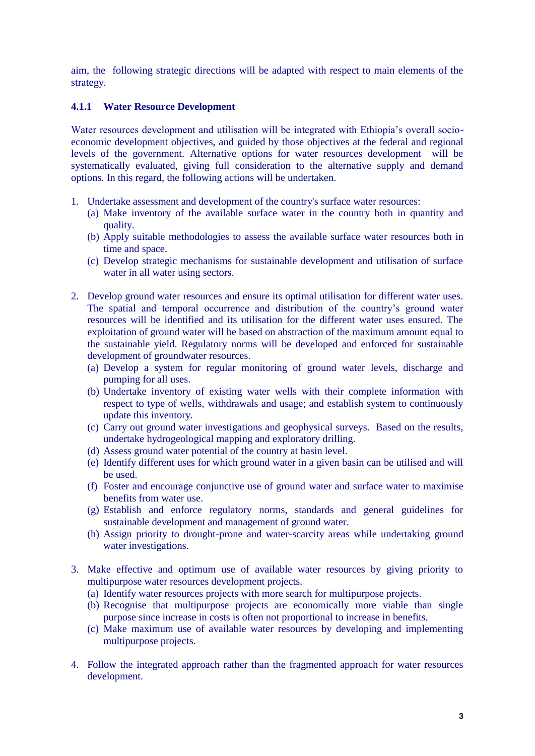aim, the following strategic directions will be adapted with respect to main elements of the strategy.

#### 4.1.1 Water Resource Development

Water resources development and utilisation will be integrated with Ethiopia's overall socio-economic development objectives, and guided by those objectives at the federal and regional levels of the government. Alternative options for water resources development will be systematically evaluated, giving full consideration to the alternative supply and demand options. In this regard, the following actions will be undertaken.

1. Undertake assessment and development of the country's surface water resources:
   (a) Make inventory of the available surface water in the country both in quantity and quality.
   (b) Apply suitable methodologies to assess the available surface water resources both in time and space.
   (c) Develop strategic mechanisms for sustainable development and utilisation of surface water in all water using sectors.

2. Develop ground water resources and ensure its optimal utilisation for different water uses. The spatial and temporal occurrence and distribution of the country's ground water resources will be identified and its utilisation for the different water uses ensured. The exploitation of ground water will be based on abstraction of the maximum amount equal to the sustainable yield. Regulatory norms will be developed and enforced for sustainable development of groundwater resources.
   (a) Develop a system for regular monitoring of ground water levels, discharge and pumping for all uses.
   (b) Undertake inventory of existing water wells with their complete information with respect to type of wells, withdrawals and usage; and establish system to continuously update this inventory.
   (c) Carry out ground water investigations and geophysical surveys. Based on the results, undertake hydrogeological mapping and exploratory drilling.
   (d) Assess ground water potential of the country at basin level.
   (e) Identify different uses for which ground water in a given basin can be utilised and will be used.
   (f) Foster and encourage conjunctive use of ground water and surface water to maximise benefits from water use.
   (g) Establish and enforce regulatory norms, standards and general guidelines for sustainable development and management of ground water.
   (h) Assign priority to drought-prone and water-scarcity areas while undertaking ground water investigations.

3. Make effective and optimum use of available water resources by giving priority to multipurpose water resources development projects.
   (a) Identify water resources projects with more search for multipurpose projects.
   (b) Recognise that multipurpose projects are economically more viable than single purpose since increase in costs is often not proportional to increase in benefits.
   (c) Make maximum use of available water resources by developing and implementing multipurpose projects.

4. Follow the integrated approach rather than the fragmented approach for water resources development.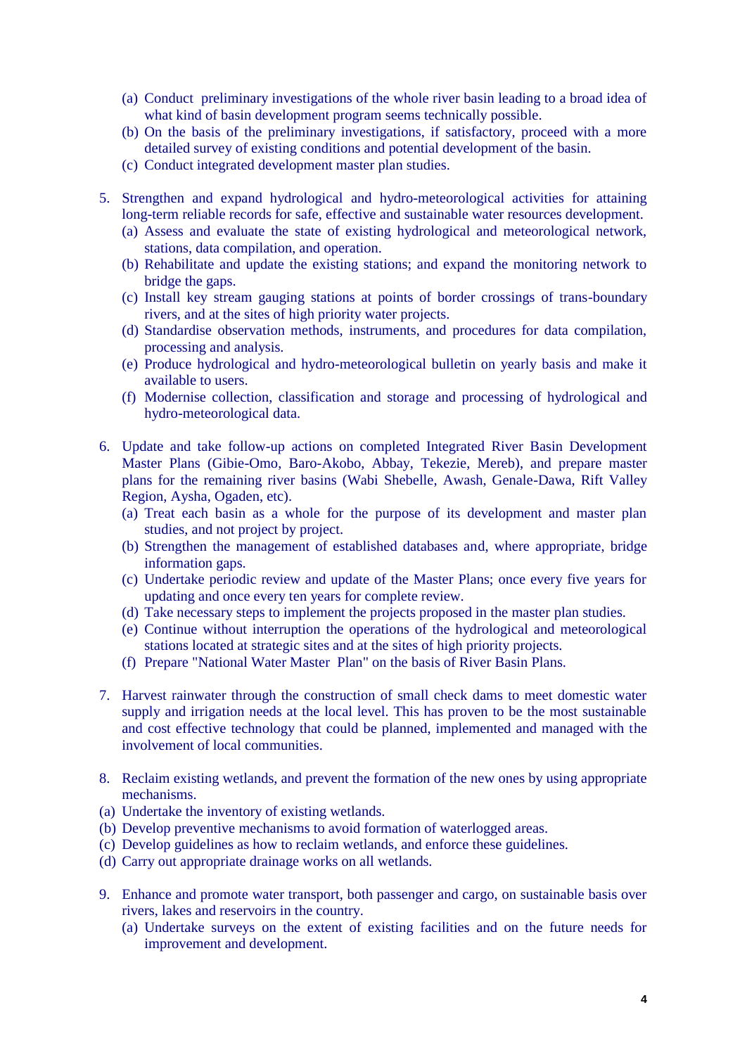(a) Conduct preliminary investigations of the whole river basin leading to a broad idea of what kind of basin development program seems technically possible.
   (b) On the basis of the preliminary investigations, if satisfactory, proceed with a more detailed survey of existing conditions and potential development of the basin.
   (c) Conduct integrated development master plan studies.

5. Strengthen and expand hydrological and hydro-meteorological activities for attaining long-term reliable records for safe, effective and sustainable water resources development.
   (a) Assess and evaluate the state of existing hydrological and meteorological network, stations, data compilation, and operation.
   (b) Rehabilitate and update the existing stations; and expand the monitoring network to bridge the gaps.
   (c) Install key stream gauging stations at points of border crossings of trans-boundary rivers, and at the sites of high priority water projects.
   (d) Standardise observation methods, instruments, and procedures for data compilation, processing and analysis.
   (e) Produce hydrological and hydro-meteorological bulletin on yearly basis and make it available to users.
   (f) Modernise collection, classification and storage and processing of hydrological and hydro-meteorological data.

6. Update and take follow-up actions on completed Integrated River Basin Development Master Plans (Gibie-Omo, Baro-Akobo, Abbay, Tekezie, Mereb), and prepare master plans for the remaining river basins (Wabi Shebelle, Awash, Genale-Dawa, Rift Valley Region, Aysha, Ogaden, etc).
   (a) Treat each basin as a whole for the purpose of its development and master plan studies, and not project by project.
   (b) Strengthen the management of established databases and, where appropriate, bridge information gaps.
   (c) Undertake periodic review and update of the Master Plans; once every five years for updating and once every ten years for complete review.
   (d) Take necessary steps to implement the projects proposed in the master plan studies.
   (e) Continue without interruption the operations of the hydrological and meteorological stations located at strategic sites and at the sites of high priority projects.
   (f) Prepare "National Water Master Plan" on the basis of River Basin Plans.

7. Harvest rainwater through the construction of small check dams to meet domestic water supply and irrigation needs at the local level. This has proven to be the most sustainable and cost effective technology that could be planned, implemented and managed with the involvement of local communities.

8. Reclaim existing wetlands, and prevent the formation of the new ones by using appropriate mechanisms.
   (a) Undertake the inventory of existing wetlands.
   (b) Develop preventive mechanisms to avoid formation of waterlogged areas.
   (c) Develop guidelines as how to reclaim wetlands, and enforce these guidelines.
   (d) Carry out appropriate drainage works on all wetlands.

9. Enhance and promote water transport, both passenger and cargo, on sustainable basis over rivers, lakes and reservoirs in the country.
   (a) Undertake surveys on the extent of existing facilities and on the future needs for improvement and development.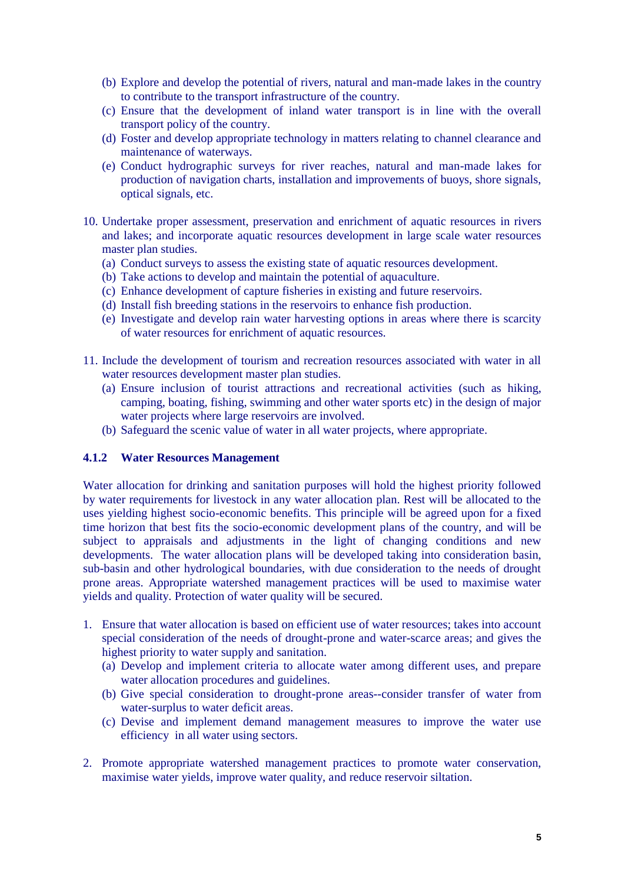(b) Explore and develop the potential of rivers, natural and man-made lakes in the country to contribute to the transport infrastructure of the country.
(c) Ensure that the development of inland water transport is in line with the overall transport policy of the country.
(d) Foster and develop appropriate technology in matters relating to channel clearance and maintenance of waterways.
(e) Conduct hydrographic surveys for river reaches, natural and man-made lakes for production of navigation charts, installation and improvements of buoys, shore signals, optical signals, etc.

10. Undertake proper assessment, preservation and enrichment of aquatic resources in rivers and lakes; and incorporate aquatic resources development in large scale water resources master plan studies.
    (a) Conduct surveys to assess the existing state of aquatic resources development.
    (b) Take actions to develop and maintain the potential of aquaculture.
    (c) Enhance development of capture fisheries in existing and future reservoirs.
    (d) Install fish breeding stations in the reservoirs to enhance fish production.
    (e) Investigate and develop rain water harvesting options in areas where there is scarcity of water resources for enrichment of aquatic resources.

11. Include the development of tourism and recreation resources associated with water in all water resources development master plan studies.
    (a) Ensure inclusion of tourist attractions and recreational activities (such as hiking, camping, boating, fishing, swimming and other water sports etc) in the design of major water projects where large reservoirs are involved.
    (b) Safeguard the scenic value of water in all water projects, where appropriate.

#### 4.1.2 Water Resources Management

Water allocation for drinking and sanitation purposes will hold the highest priority followed by water requirements for livestock in any water allocation plan. Rest will be allocated to the uses yielding highest socio-economic benefits. This principle will be agreed upon for a fixed time horizon that best fits the socio-economic development plans of the country, and will be subject to appraisals and adjustments in the light of changing conditions and new developments. The water allocation plans will be developed taking into consideration basin, sub-basin and other hydrological boundaries, with due consideration to the needs of drought prone areas. Appropriate watershed management practices will be used to maximise water yields and quality. Protection of water quality will be secured.

1. Ensure that water allocation is based on efficient use of water resources; takes into account special consideration of the needs of drought-prone and water-scarce areas; and gives the highest priority to water supply and sanitation.
    (a) Develop and implement criteria to allocate water among different uses, and prepare water allocation procedures and guidelines.
    (b) Give special consideration to drought-prone areas--consider transfer of water from water-surplus to water deficit areas.
    (c) Devise and implement demand management measures to improve the water use efficiency in all water using sectors.

2. Promote appropriate watershed management practices to promote water conservation, maximise water yields, improve water quality, and reduce reservoir siltation.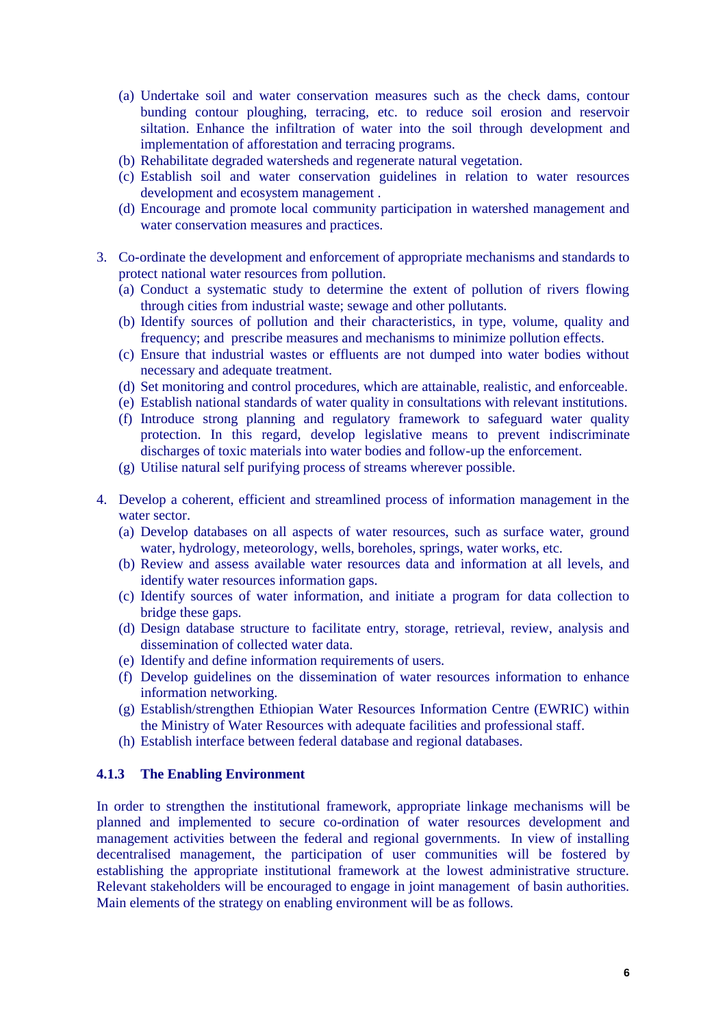(a) Undertake soil and water conservation measures such as the check dams, contour bunding contour ploughing, terracing, etc. to reduce soil erosion and reservoir siltation. Enhance the infiltration of water into the soil through development and implementation of afforestation and terracing programs.
(b) Rehabilitate degraded watersheds and regenerate natural vegetation.
(c) Establish soil and water conservation guidelines in relation to water resources development and ecosystem management .
(d) Encourage and promote local community participation in watershed management and water conservation measures and practices.

3. Co-ordinate the development and enforcement of appropriate mechanisms and standards to protect national water resources from pollution.
   (a) Conduct a systematic study to determine the extent of pollution of rivers flowing through cities from industrial waste; sewage and other pollutants.
   (b) Identify sources of pollution and their characteristics, in type, volume, quality and frequency; and prescribe measures and mechanisms to minimize pollution effects.
   (c) Ensure that industrial wastes or effluents are not dumped into water bodies without necessary and adequate treatment.
   (d) Set monitoring and control procedures, which are attainable, realistic, and enforceable.
   (e) Establish national standards of water quality in consultations with relevant institutions.
   (f) Introduce strong planning and regulatory framework to safeguard water quality protection. In this regard, develop legislative means to prevent indiscriminate discharges of toxic materials into water bodies and follow-up the enforcement.
   (g) Utilise natural self purifying process of streams wherever possible.

4. Develop a coherent, efficient and streamlined process of information management in the water sector.
   (a) Develop databases on all aspects of water resources, such as surface water, ground water, hydrology, meteorology, wells, boreholes, springs, water works, etc.
   (b) Review and assess available water resources data and information at all levels, and identify water resources information gaps.
   (c) Identify sources of water information, and initiate a program for data collection to bridge these gaps.
   (d) Design database structure to facilitate entry, storage, retrieval, review, analysis and dissemination of collected water data.
   (e) Identify and define information requirements of users.
   (f) Develop guidelines on the dissemination of water resources information to enhance information networking.
   (g) Establish/strengthen Ethiopian Water Resources Information Centre (EWRIC) within the Ministry of Water Resources with adequate facilities and professional staff.
   (h) Establish interface between federal database and regional databases.

### 4.1.3 The Enabling Environment

In order to strengthen the institutional framework, appropriate linkage mechanisms will be planned and implemented to secure co-ordination of water resources development and management activities between the federal and regional governments. In view of installing decentralised management, the participation of user communities will be fostered by establishing the appropriate institutional framework at the lowest administrative structure. Relevant stakeholders will be encouraged to engage in joint management of basin authorities. Main elements of the strategy on enabling environment will be as follows.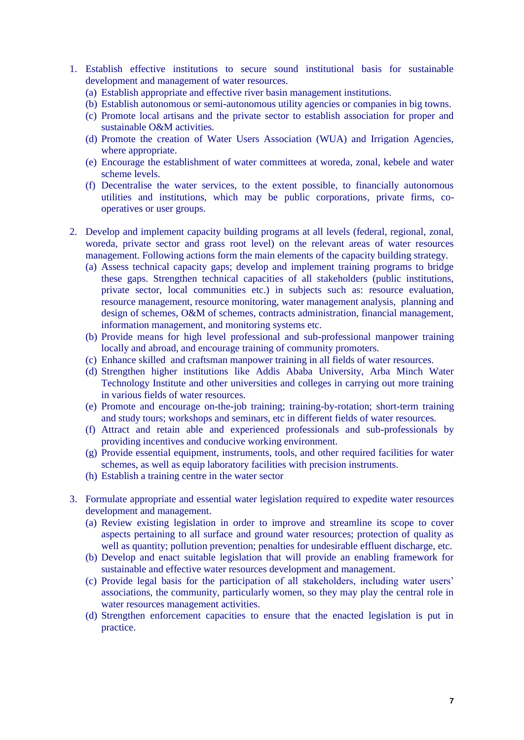1. Establish effective institutions to secure sound institutional basis for sustainable development and management of water resources.
   (a) Establish appropriate and effective river basin management institutions.
   (b) Establish autonomous or semi-autonomous utility agencies or companies in big towns.
   (c) Promote local artisans and the private sector to establish association for proper and sustainable O&M activities.
   (d) Promote the creation of Water Users Association (WUA) and Irrigation Agencies, where appropriate.
   (e) Encourage the establishment of water committees at woreda, zonal, kebele and water scheme levels.
   (f) Decentralise the water services, to the extent possible, to financially autonomous utilities and institutions, which may be public corporations, private firms, co-operatives or user groups.

2. Develop and implement capacity building programs at all levels (federal, regional, zonal, woreda, private sector and grass root level) on the relevant areas of water resources management. Following actions form the main elements of the capacity building strategy.
   (a) Assess technical capacity gaps; develop and implement training programs to bridge these gaps. Strengthen technical capacities of all stakeholders (public institutions, private sector, local communities etc.) in subjects such as: resource evaluation, resource management, resource monitoring, water management analysis, planning and design of schemes, O&M of schemes, contracts administration, financial management, information management, and monitoring systems etc.
   (b) Provide means for high level professional and sub-professional manpower training locally and abroad, and encourage training of community promoters.
   (c) Enhance skilled and craftsman manpower training in all fields of water resources.
   (d) Strengthen higher institutions like Addis Ababa University, Arba Minch Water Technology Institute and other universities and colleges in carrying out more training in various fields of water resources.
   (e) Promote and encourage on-the-job training; training-by-rotation; short-term training and study tours; workshops and seminars, etc in different fields of water resources.
   (f) Attract and retain able and experienced professionals and sub-professionals by providing incentives and conducive working environment.
   (g) Provide essential equipment, instruments, tools, and other required facilities for water schemes, as well as equip laboratory facilities with precision instruments.
   (h) Establish a training centre in the water sector

3. Formulate appropriate and essential water legislation required to expedite water resources development and management.
   (a) Review existing legislation in order to improve and streamline its scope to cover aspects pertaining to all surface and ground water resources; protection of quality as well as quantity; pollution prevention; penalties for undesirable effluent discharge, etc.
   (b) Develop and enact suitable legislation that will provide an enabling framework for sustainable and effective water resources development and management.
   (c) Provide legal basis for the participation of all stakeholders, including water users' associations, the community, particularly women, so they may play the central role in water resources management activities.
   (d) Strengthen enforcement capacities to ensure that the enacted legislation is put in practice.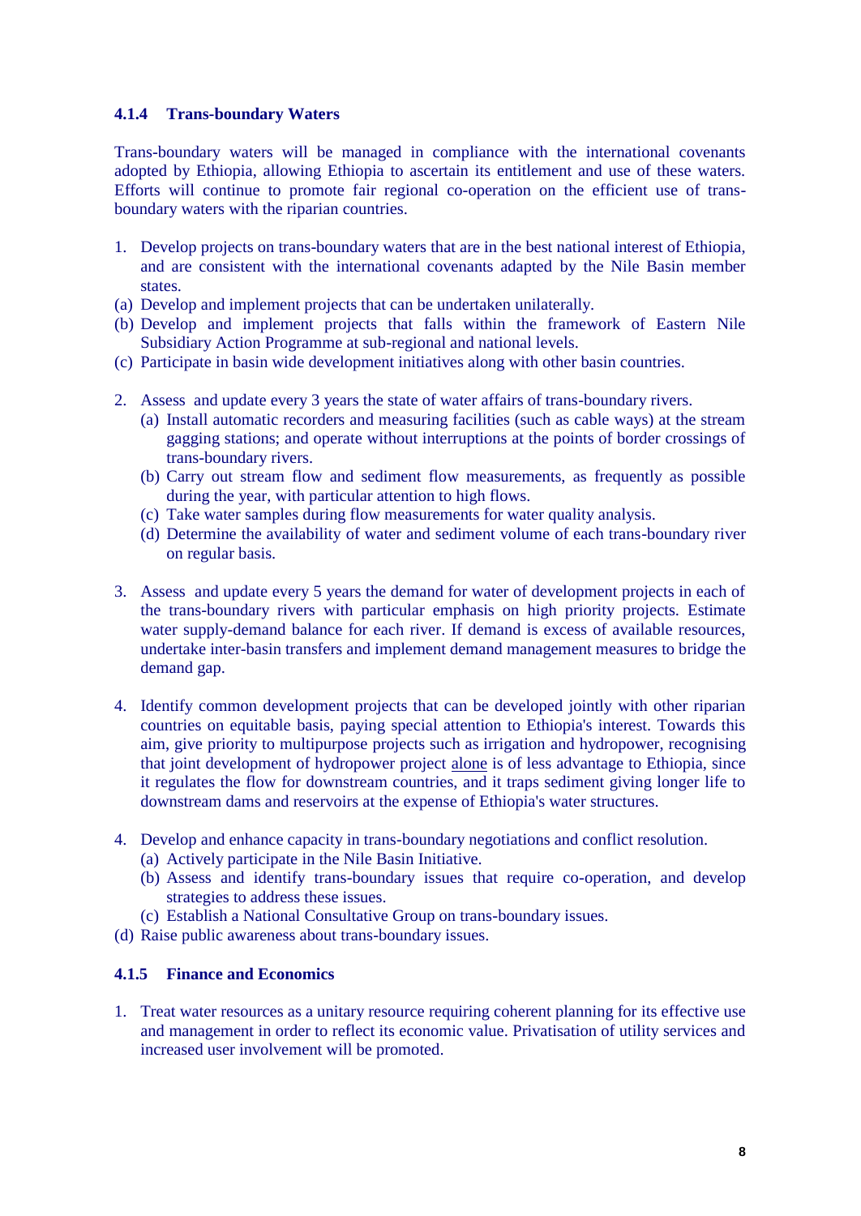### 4.1.4 Trans-boundary Waters

Trans-boundary waters will be managed in compliance with the international covenants adopted by Ethiopia, allowing Ethiopia to ascertain its entitlement and use of these waters. Efforts will continue to promote fair regional co-operation on the efficient use of trans-boundary waters with the riparian countries.

1. Develop projects on trans-boundary waters that are in the best national interest of Ethiopia, and are consistent with the international covenants adapted by the Nile Basin member states.

(a) Develop and implement projects that can be undertaken unilaterally.

(b) Develop and implement projects that falls within the framework of Eastern Nile Subsidiary Action Programme at sub-regional and national levels.

(c) Participate in basin wide development initiatives along with other basin countries.

2. Assess and update every 3 years the state of water affairs of trans-boundary rivers.
   (a) Install automatic recorders and measuring facilities (such as cable ways) at the stream gagging stations; and operate without interruptions at the points of border crossings of trans-boundary rivers.
   (b) Carry out stream flow and sediment flow measurements, as frequently as possible during the year, with particular attention to high flows.
   (c) Take water samples during flow measurements for water quality analysis.
   (d) Determine the availability of water and sediment volume of each trans-boundary river on regular basis.

3. Assess and update every 5 years the demand for water of development projects in each of the trans-boundary rivers with particular emphasis on high priority projects. Estimate water supply-demand balance for each river. If demand is excess of available resources, undertake inter-basin transfers and implement demand management measures to bridge the demand gap.

4. Identify common development projects that can be developed jointly with other riparian countries on equitable basis, paying special attention to Ethiopia's interest. Towards this aim, give priority to multipurpose projects such as irrigation and hydropower, recognising that joint development of hydropower project <u>alone</u> is of less advantage to Ethiopia, since it regulates the flow for downstream countries, and it traps sediment giving longer life to downstream dams and reservoirs at the expense of Ethiopia's water structures.

4. Develop and enhance capacity in trans-boundary negotiations and conflict resolution.
   (a) Actively participate in the Nile Basin Initiative.
   (b) Assess and identify trans-boundary issues that require co-operation, and develop strategies to address these issues.
   (c) Establish a National Consultative Group on trans-boundary issues.

(d) Raise public awareness about trans-boundary issues.

### 4.1.5 Finance and Economics

1. Treat water resources as a unitary resource requiring coherent planning for its effective use and management in order to reflect its economic value. Privatisation of utility services and increased user involvement will be promoted.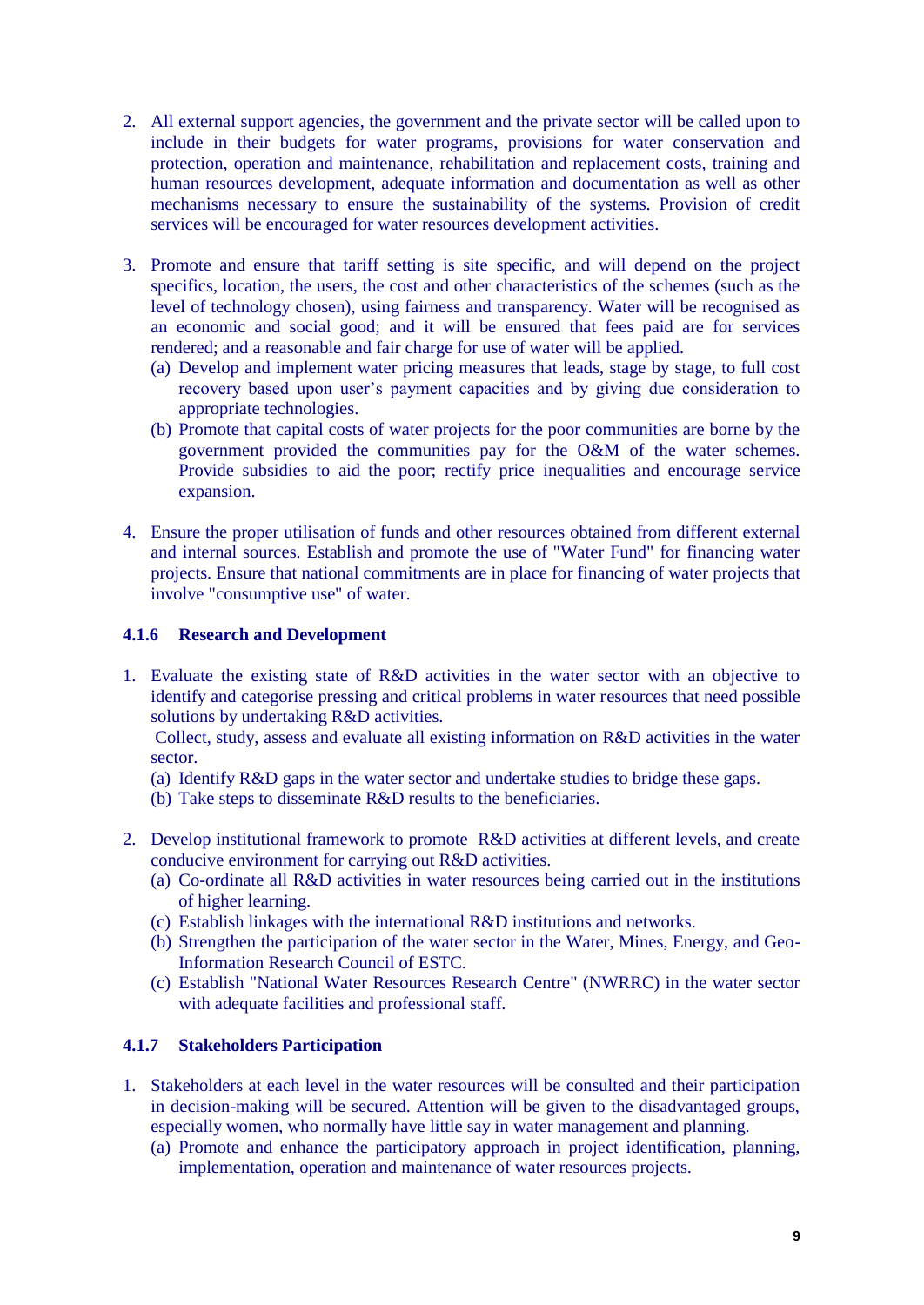2. All external support agencies, the government and the private sector will be called upon to include in their budgets for water programs, provisions for water conservation and protection, operation and maintenance, rehabilitation and replacement costs, training and human resources development, adequate information and documentation as well as other mechanisms necessary to ensure the sustainability of the systems. Provision of credit services will be encouraged for water resources development activities.

3. Promote and ensure that tariff setting is site specific, and will depend on the project specifics, location, the users, the cost and other characteristics of the schemes (such as the level of technology chosen), using fairness and transparency. Water will be recognised as an economic and social good; and it will be ensured that fees paid are for services rendered; and a reasonable and fair charge for use of water will be applied.
   (a) Develop and implement water pricing measures that leads, stage by stage, to full cost recovery based upon user's payment capacities and by giving due consideration to appropriate technologies.
   (b) Promote that capital costs of water projects for the poor communities are borne by the government provided the communities pay for the O&M of the water schemes. Provide subsidies to aid the poor; rectify price inequalities and encourage service expansion.

4. Ensure the proper utilisation of funds and other resources obtained from different external and internal sources. Establish and promote the use of "Water Fund" for financing water projects. Ensure that national commitments are in place for financing of water projects that involve "consumptive use" of water.

### 4.1.6 Research and Development

1. Evaluate the existing state of R&D activities in the water sector with an objective to identify and categorise pressing and critical problems in water resources that need possible solutions by undertaking R&D activities.
   Collect, study, assess and evaluate all existing information on R&D activities in the water sector.
   (a) Identify R&D gaps in the water sector and undertake studies to bridge these gaps.
   (b) Take steps to disseminate R&D results to the beneficiaries.

2. Develop institutional framework to promote R&D activities at different levels, and create conducive environment for carrying out R&D activities.
   (a) Co-ordinate all R&D activities in water resources being carried out in the institutions of higher learning.
   (c) Establish linkages with the international R&D institutions and networks.
   (b) Strengthen the participation of the water sector in the Water, Mines, Energy, and Geo-Information Research Council of ESTC.
   (c) Establish "National Water Resources Research Centre" (NWRRC) in the water sector with adequate facilities and professional staff.

### 4.1.7 Stakeholders Participation

1. Stakeholders at each level in the water resources will be consulted and their participation in decision-making will be secured. Attention will be given to the disadvantaged groups, especially women, who normally have little say in water management and planning.
   (a) Promote and enhance the participatory approach in project identification, planning, implementation, operation and maintenance of water resources projects.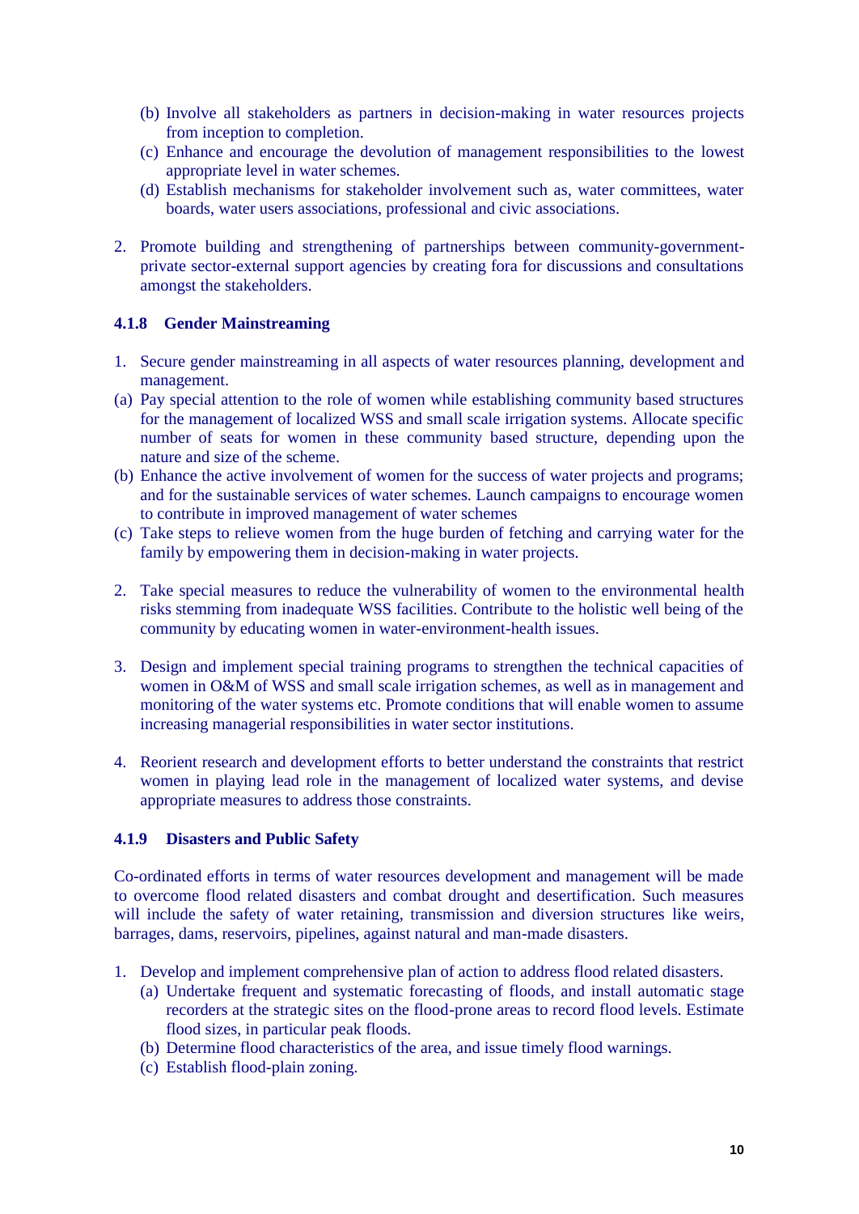(b) Involve all stakeholders as partners in decision-making in water resources projects from inception to completion.

(c) Enhance and encourage the devolution of management responsibilities to the lowest appropriate level in water schemes.

(d) Establish mechanisms for stakeholder involvement such as, water committees, water boards, water users associations, professional and civic associations.

2. Promote building and strengthening of partnerships between community-government-private sector-external support agencies by creating fora for discussions and consultations amongst the stakeholders.

#### 4.1.8 Gender Mainstreaming

1. Secure gender mainstreaming in all aspects of water resources planning, development and management.

(a) Pay special attention to the role of women while establishing community based structures for the management of localized WSS and small scale irrigation systems. Allocate specific number of seats for women in these community based structure, depending upon the nature and size of the scheme.

(b) Enhance the active involvement of women for the success of water projects and programs; and for the sustainable services of water schemes. Launch campaigns to encourage women to contribute in improved management of water schemes

(c) Take steps to relieve women from the huge burden of fetching and carrying water for the family by empowering them in decision-making in water projects.

2. Take special measures to reduce the vulnerability of women to the environmental health risks stemming from inadequate WSS facilities. Contribute to the holistic well being of the community by educating women in water-environment-health issues.

3. Design and implement special training programs to strengthen the technical capacities of women in O&M of WSS and small scale irrigation schemes, as well as in management and monitoring of the water systems etc. Promote conditions that will enable women to assume increasing managerial responsibilities in water sector institutions.

4. Reorient research and development efforts to better understand the constraints that restrict women in playing lead role in the management of localized water systems, and devise appropriate measures to address those constraints.

#### 4.1.9 Disasters and Public Safety

Co-ordinated efforts in terms of water resources development and management will be made to overcome flood related disasters and combat drought and desertification. Such measures will include the safety of water retaining, transmission and diversion structures like weirs, barrages, dams, reservoirs, pipelines, against natural and man-made disasters.

1. Develop and implement comprehensive plan of action to address flood related disasters.
   (a) Undertake frequent and systematic forecasting of floods, and install automatic stage recorders at the strategic sites on the flood-prone areas to record flood levels. Estimate flood sizes, in particular peak floods.
   (b) Determine flood characteristics of the area, and issue timely flood warnings.
   (c) Establish flood-plain zoning.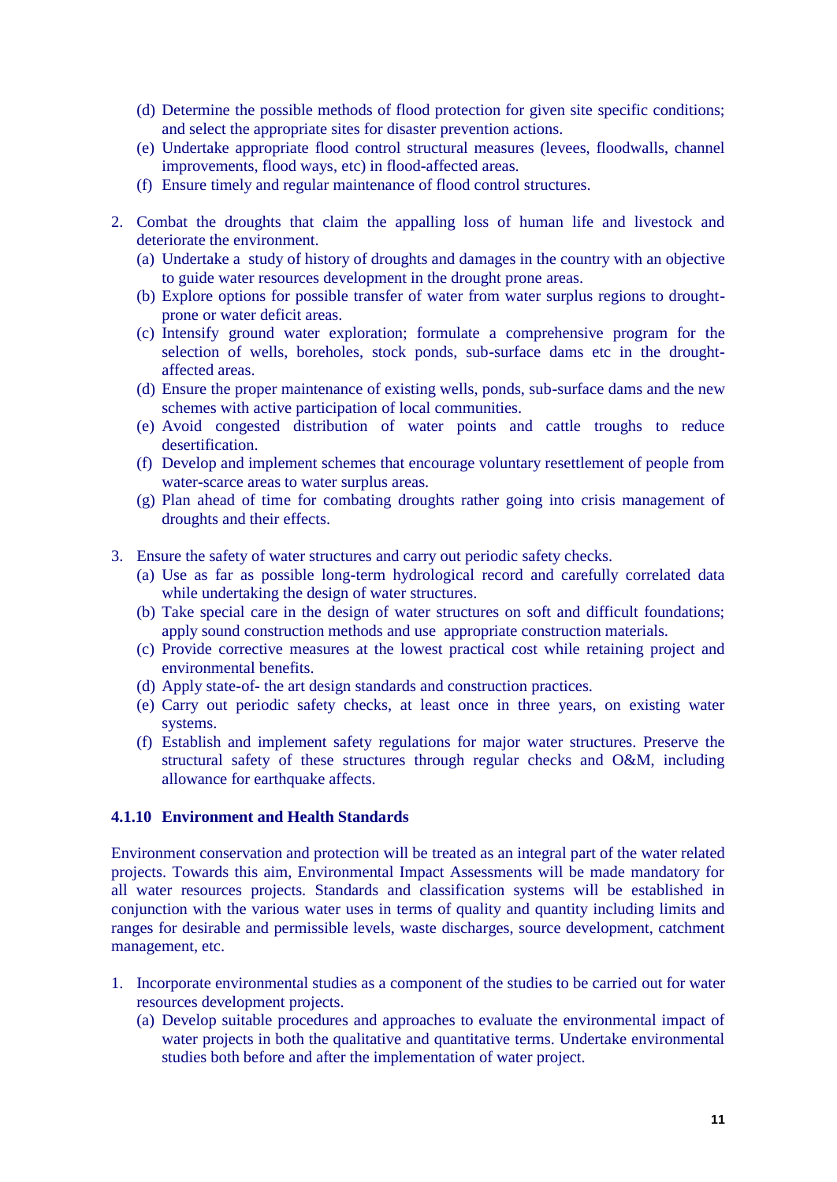(d) Determine the possible methods of flood protection for given site specific conditions; and select the appropriate sites for disaster prevention actions.
   (e) Undertake appropriate flood control structural measures (levees, floodwalls, channel improvements, flood ways, etc) in flood-affected areas.
   (f) Ensure timely and regular maintenance of flood control structures.

2. Combat the droughts that claim the appalling loss of human life and livestock and deteriorate the environment.
   (a) Undertake a study of history of droughts and damages in the country with an objective to guide water resources development in the drought prone areas.
   (b) Explore options for possible transfer of water from water surplus regions to drought-prone or water deficit areas.
   (c) Intensify ground water exploration; formulate a comprehensive program for the selection of wells, boreholes, stock ponds, sub-surface dams etc in the drought-affected areas.
   (d) Ensure the proper maintenance of existing wells, ponds, sub-surface dams and the new schemes with active participation of local communities.
   (e) Avoid congested distribution of water points and cattle troughs to reduce desertification.
   (f) Develop and implement schemes that encourage voluntary resettlement of people from water-scarce areas to water surplus areas.
   (g) Plan ahead of time for combating droughts rather going into crisis management of droughts and their effects.

3. Ensure the safety of water structures and carry out periodic safety checks.
   (a) Use as far as possible long-term hydrological record and carefully correlated data while undertaking the design of water structures.
   (b) Take special care in the design of water structures on soft and difficult foundations; apply sound construction methods and use appropriate construction materials.
   (c) Provide corrective measures at the lowest practical cost while retaining project and environmental benefits.
   (d) Apply state-of- the art design standards and construction practices.
   (e) Carry out periodic safety checks, at least once in three years, on existing water systems.
   (f) Establish and implement safety regulations for major water structures. Preserve the structural safety of these structures through regular checks and O&M, including allowance for earthquake affects.

#### 4.1.10 Environment and Health Standards

Environment conservation and protection will be treated as an integral part of the water related projects. Towards this aim, Environmental Impact Assessments will be made mandatory for all water resources projects. Standards and classification systems will be established in conjunction with the various water uses in terms of quality and quantity including limits and ranges for desirable and permissible levels, waste discharges, source development, catchment management, etc.

1. Incorporate environmental studies as a component of the studies to be carried out for water resources development projects.
   (a) Develop suitable procedures and approaches to evaluate the environmental impact of water projects in both the qualitative and quantitative terms. Undertake environmental studies both before and after the implementation of water project.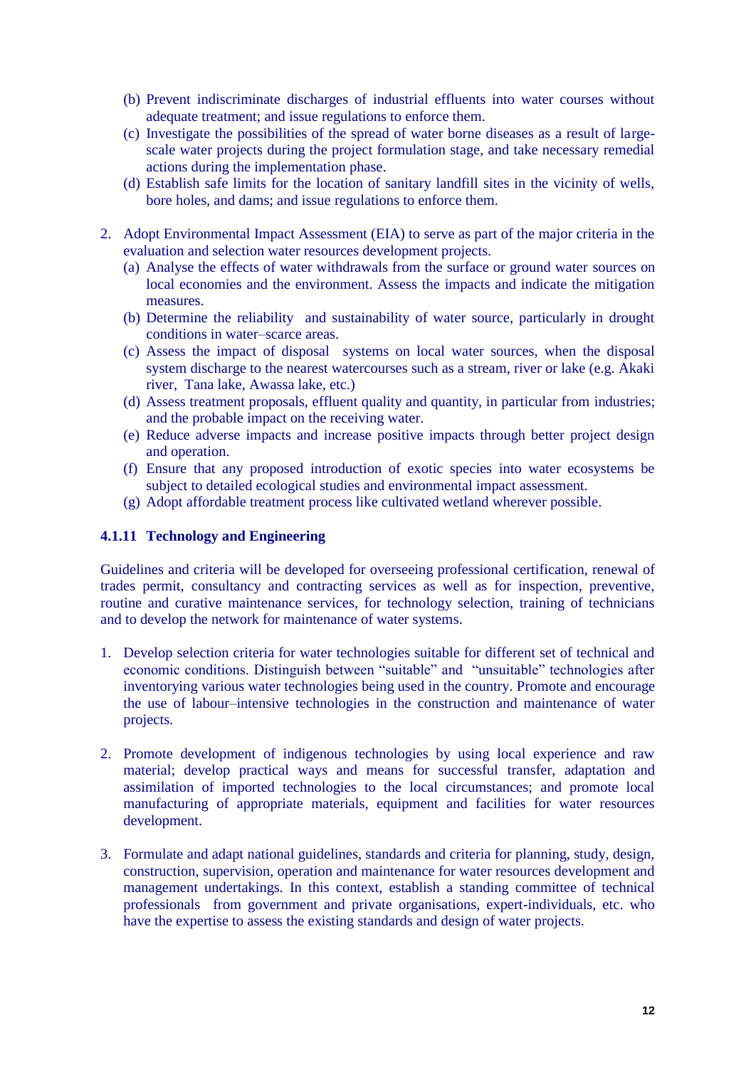(b) Prevent indiscriminate discharges of industrial effluents into water courses without adequate treatment; and issue regulations to enforce them.

(c) Investigate the possibilities of the spread of water borne diseases as a result of large-scale water projects during the project formulation stage, and take necessary remedial actions during the implementation phase.

(d) Establish safe limits for the location of sanitary landfill sites in the vicinity of wells, bore holes, and dams; and issue regulations to enforce them.

2. Adopt Environmental Impact Assessment (EIA) to serve as part of the major criteria in the evaluation and selection water resources development projects.

   (a) Analyse the effects of water withdrawals from the surface or ground water sources on local economies and the environment. Assess the impacts and indicate the mitigation measures.

   (b) Determine the reliability and sustainability of water source, particularly in drought conditions in water–scarce areas.

   (c) Assess the impact of disposal systems on local water sources, when the disposal system discharge to the nearest watercourses such as a stream, river or lake (e.g. Akaki river, Tana lake, Awassa lake, etc.)

   (d) Assess treatment proposals, effluent quality and quantity, in particular from industries; and the probable impact on the receiving water.

   (e) Reduce adverse impacts and increase positive impacts through better project design and operation.

   (f) Ensure that any proposed introduction of exotic species into water ecosystems be subject to detailed ecological studies and environmental impact assessment.

   (g) Adopt affordable treatment process like cultivated wetland wherever possible.

### 4.1.11 Technology and Engineering

Guidelines and criteria will be developed for overseeing professional certification, renewal of trades permit, consultancy and contracting services as well as for inspection, preventive, routine and curative maintenance services, for technology selection, training of technicians and to develop the network for maintenance of water systems.

1. Develop selection criteria for water technologies suitable for different set of technical and economic conditions. Distinguish between "suitable" and "unsuitable" technologies after inventorying various water technologies being used in the country. Promote and encourage the use of labour–intensive technologies in the construction and maintenance of water projects.

2. Promote development of indigenous technologies by using local experience and raw material; develop practical ways and means for successful transfer, adaptation and assimilation of imported technologies to the local circumstances; and promote local manufacturing of appropriate materials, equipment and facilities for water resources development.

3. Formulate and adapt national guidelines, standards and criteria for planning, study, design, construction, supervision, operation and maintenance for water resources development and management undertakings. In this context, establish a standing committee of technical professionals from government and private organisations, expert-individuals, etc. who have the expertise to assess the existing standards and design of water projects.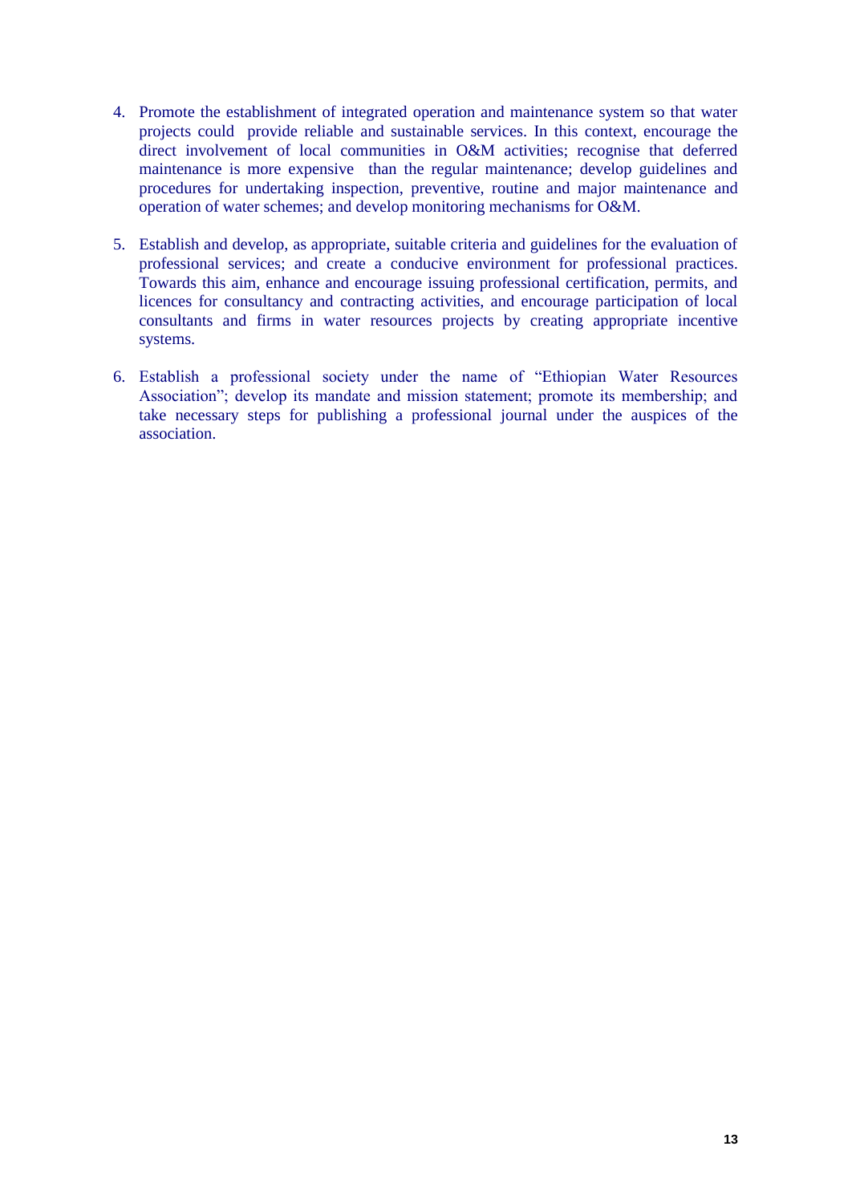4. Promote the establishment of integrated operation and maintenance system so that water projects could provide reliable and sustainable services. In this context, encourage the direct involvement of local communities in O&M activities; recognise that deferred maintenance is more expensive than the regular maintenance; develop guidelines and procedures for undertaking inspection, preventive, routine and major maintenance and operation of water schemes; and develop monitoring mechanisms for O&M.

5. Establish and develop, as appropriate, suitable criteria and guidelines for the evaluation of professional services; and create a conducive environment for professional practices. Towards this aim, enhance and encourage issuing professional certification, permits, and licences for consultancy and contracting activities, and encourage participation of local consultants and firms in water resources projects by creating appropriate incentive systems.

6. Establish a professional society under the name of "Ethiopian Water Resources Association"; develop its mandate and mission statement; promote its membership; and take necessary steps for publishing a professional journal under the auspices of the association.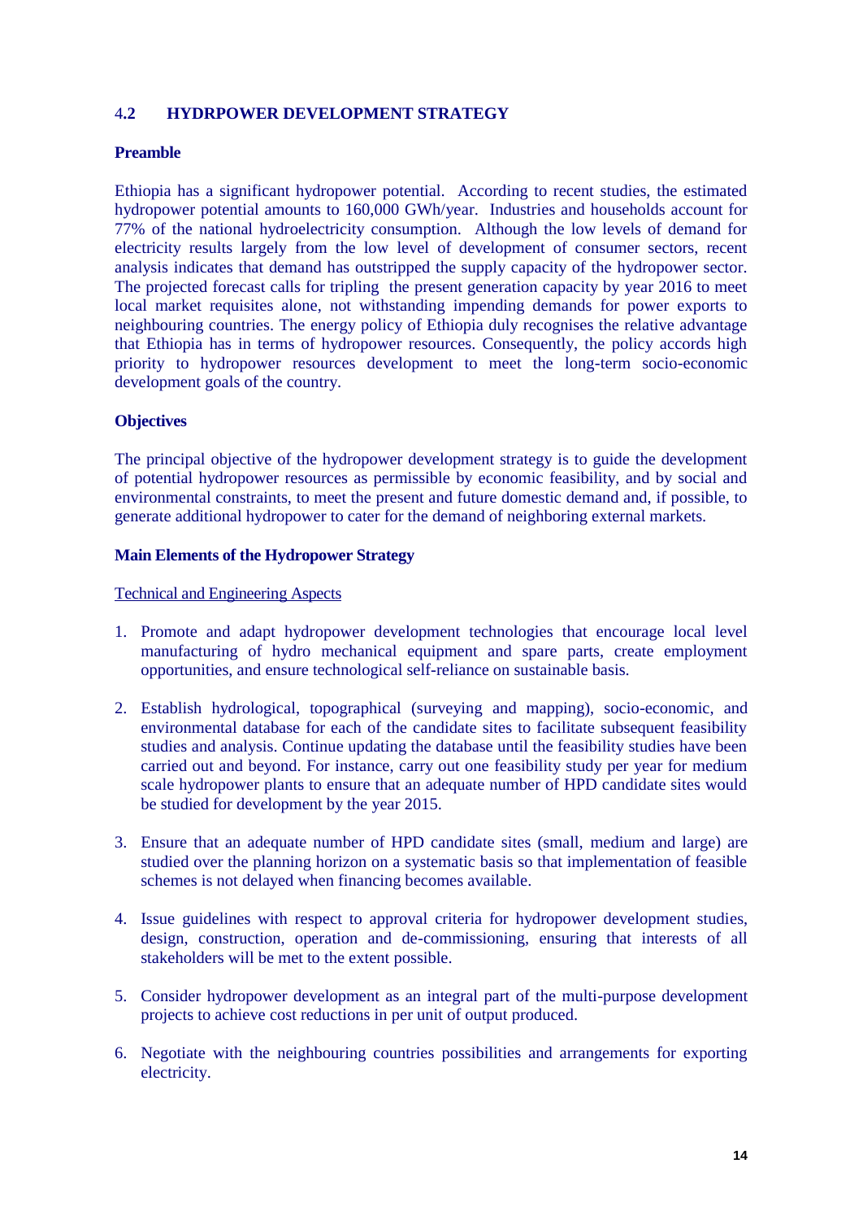## 4.2 HYDRPOWER DEVELOPMENT STRATEGY

**Preamble**

Ethiopia has a significant hydropower potential. According to recent studies, the estimated hydropower potential amounts to 160,000 GWh/year. Industries and households account for 77% of the national hydroelectricity consumption. Although the low levels of demand for electricity results largely from the low level of development of consumer sectors, recent analysis indicates that demand has outstripped the supply capacity of the hydropower sector. The projected forecast calls for tripling the present generation capacity by year 2016 to meet local market requisites alone, not withstanding impending demands for power exports to neighbouring countries. The energy policy of Ethiopia duly recognises the relative advantage that Ethiopia has in terms of hydropower resources. Consequently, the policy accords high priority to hydropower resources development to meet the long-term socio-economic development goals of the country.

**Objectives**

The principal objective of the hydropower development strategy is to guide the development of potential hydropower resources as permissible by economic feasibility, and by social and environmental constraints, to meet the present and future domestic demand and, if possible, to generate additional hydropower to cater for the demand of neighboring external markets.

**Main Elements of the Hydropower Strategy**

Technical and Engineering Aspects

1. Promote and adapt hydropower development technologies that encourage local level manufacturing of hydro mechanical equipment and spare parts, create employment opportunities, and ensure technological self-reliance on sustainable basis.

2. Establish hydrological, topographical (surveying and mapping), socio-economic, and environmental database for each of the candidate sites to facilitate subsequent feasibility studies and analysis. Continue updating the database until the feasibility studies have been carried out and beyond. For instance, carry out one feasibility study per year for medium scale hydropower plants to ensure that an adequate number of HPD candidate sites would be studied for development by the year 2015.

3. Ensure that an adequate number of HPD candidate sites (small, medium and large) are studied over the planning horizon on a systematic basis so that implementation of feasible schemes is not delayed when financing becomes available.

4. Issue guidelines with respect to approval criteria for hydropower development studies, design, construction, operation and de-commissioning, ensuring that interests of all stakeholders will be met to the extent possible.

5. Consider hydropower development as an integral part of the multi-purpose development projects to achieve cost reductions in per unit of output produced.

6. Negotiate with the neighbouring countries possibilities and arrangements for exporting electricity.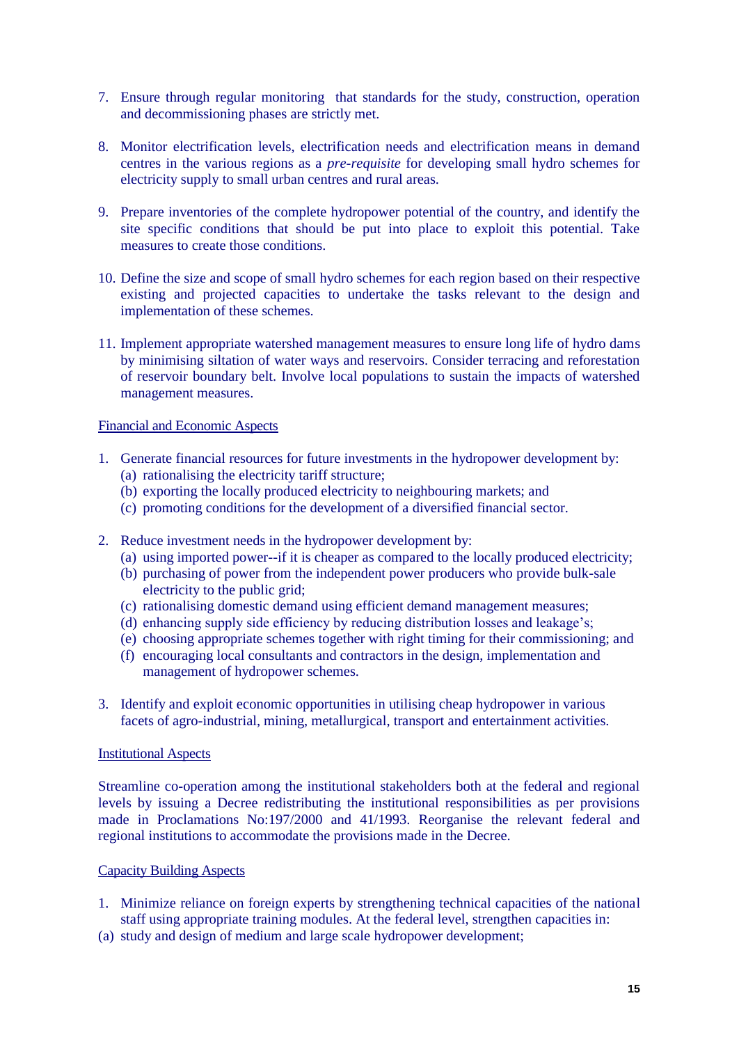7. Ensure through regular monitoring that standards for the study, construction, operation and decommissioning phases are strictly met.

8. Monitor electrification levels, electrification needs and electrification means in demand centres in the various regions as a *pre-requisite* for developing small hydro schemes for electricity supply to small urban centres and rural areas.

9. Prepare inventories of the complete hydropower potential of the country, and identify the site specific conditions that should be put into place to exploit this potential. Take measures to create those conditions.

10. Define the size and scope of small hydro schemes for each region based on their respective existing and projected capacities to undertake the tasks relevant to the design and implementation of these schemes.

11. Implement appropriate watershed management measures to ensure long life of hydro dams by minimising siltation of water ways and reservoirs. Consider terracing and reforestation of reservoir boundary belt. Involve local populations to sustain the impacts of watershed management measures.

<u>Financial and Economic Aspects</u>

1. Generate financial resources for future investments in the hydropower development by:
   (a) rationalising the electricity tariff structure;
   (b) exporting the locally produced electricity to neighbouring markets; and
   (c) promoting conditions for the development of a diversified financial sector.

2. Reduce investment needs in the hydropower development by:
   (a) using imported power--if it is cheaper as compared to the locally produced electricity;
   (b) purchasing of power from the independent power producers who provide bulk-sale electricity to the public grid;
   (c) rationalising domestic demand using efficient demand management measures;
   (d) enhancing supply side efficiency by reducing distribution losses and leakage's;
   (e) choosing appropriate schemes together with right timing for their commissioning; and
   (f) encouraging local consultants and contractors in the design, implementation and management of hydropower schemes.

3. Identify and exploit economic opportunities in utilising cheap hydropower in various facets of agro-industrial, mining, metallurgical, transport and entertainment activities.

<u>Institutional Aspects</u>

Streamline co-operation among the institutional stakeholders both at the federal and regional levels by issuing a Decree redistributing the institutional responsibilities as per provisions made in Proclamations No:197/2000 and 41/1993. Reorganise the relevant federal and regional institutions to accommodate the provisions made in the Decree.

<u>Capacity Building Aspects</u>

1. Minimize reliance on foreign experts by strengthening technical capacities of the national staff using appropriate training modules. At the federal level, strengthen capacities in:

(a) study and design of medium and large scale hydropower development;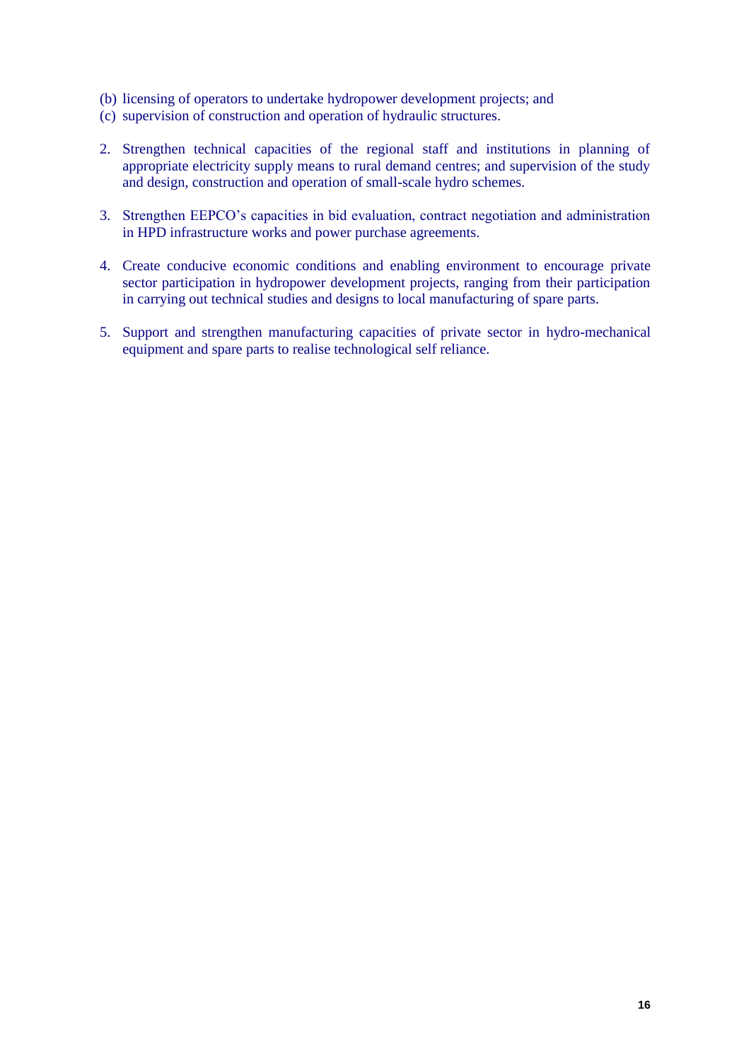(b) licensing of operators to undertake hydropower development projects; and
(c) supervision of construction and operation of hydraulic structures.

2. Strengthen technical capacities of the regional staff and institutions in planning of appropriate electricity supply means to rural demand centres; and supervision of the study and design, construction and operation of small-scale hydro schemes.

3. Strengthen EEPCO's capacities in bid evaluation, contract negotiation and administration in HPD infrastructure works and power purchase agreements.

4. Create conducive economic conditions and enabling environment to encourage private sector participation in hydropower development projects, ranging from their participation in carrying out technical studies and designs to local manufacturing of spare parts.

5. Support and strengthen manufacturing capacities of private sector in hydro-mechanical equipment and spare parts to realise technological self reliance.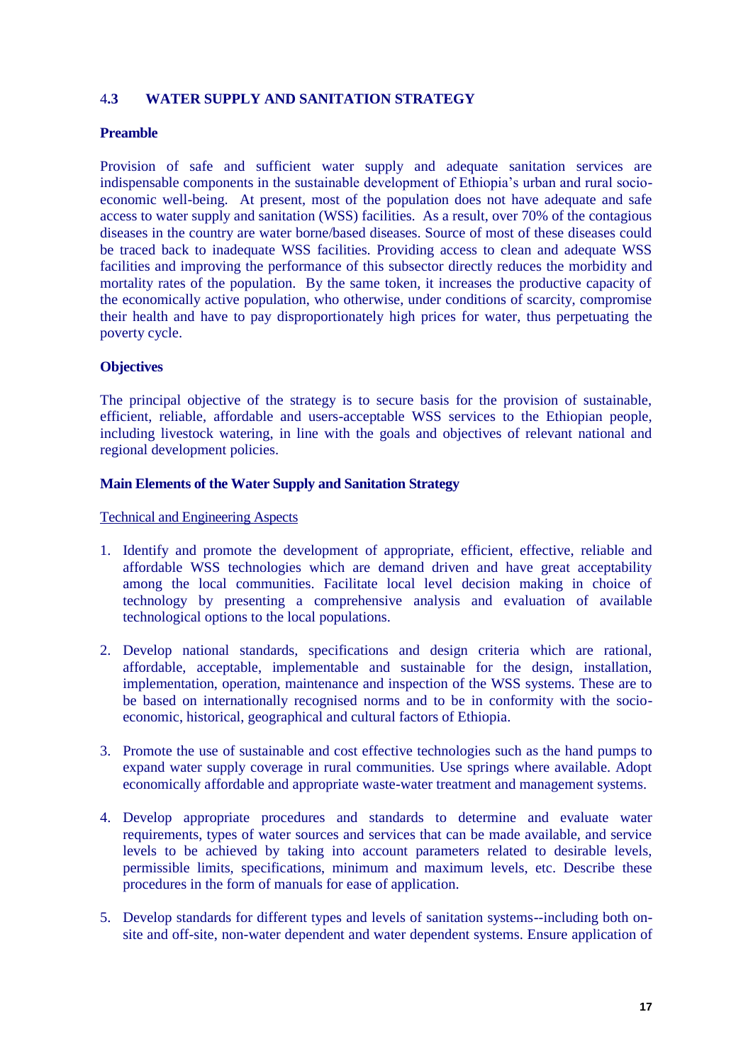## 4.3 WATER SUPPLY AND SANITATION STRATEGY

### Preamble

Provision of safe and sufficient water supply and adequate sanitation services are indispensable components in the sustainable development of Ethiopia's urban and rural socio-economic well-being. At present, most of the population does not have adequate and safe access to water supply and sanitation (WSS) facilities. As a result, over 70% of the contagious diseases in the country are water borne/based diseases. Source of most of these diseases could be traced back to inadequate WSS facilities. Providing access to clean and adequate WSS facilities and improving the performance of this subsector directly reduces the morbidity and mortality rates of the population. By the same token, it increases the productive capacity of the economically active population, who otherwise, under conditions of scarcity, compromise their health and have to pay disproportionately high prices for water, thus perpetuating the poverty cycle.

### Objectives

The principal objective of the strategy is to secure basis for the provision of sustainable, efficient, reliable, affordable and users-acceptable WSS services to the Ethiopian people, including livestock watering, in line with the goals and objectives of relevant national and regional development policies.

### Main Elements of the Water Supply and Sanitation Strategy

Technical and Engineering Aspects

1. Identify and promote the development of appropriate, efficient, effective, reliable and affordable WSS technologies which are demand driven and have great acceptability among the local communities. Facilitate local level decision making in choice of technology by presenting a comprehensive analysis and evaluation of available technological options to the local populations.

2. Develop national standards, specifications and design criteria which are rational, affordable, acceptable, implementable and sustainable for the design, installation, implementation, operation, maintenance and inspection of the WSS systems. These are to be based on internationally recognised norms and to be in conformity with the socio-economic, historical, geographical and cultural factors of Ethiopia.

3. Promote the use of sustainable and cost effective technologies such as the hand pumps to expand water supply coverage in rural communities. Use springs where available. Adopt economically affordable and appropriate waste-water treatment and management systems.

4. Develop appropriate procedures and standards to determine and evaluate water requirements, types of water sources and services that can be made available, and service levels to be achieved by taking into account parameters related to desirable levels, permissible limits, specifications, minimum and maximum levels, etc. Describe these procedures in the form of manuals for ease of application.

5. Develop standards for different types and levels of sanitation systems--including both on-site and off-site, non-water dependent and water dependent systems. Ensure application of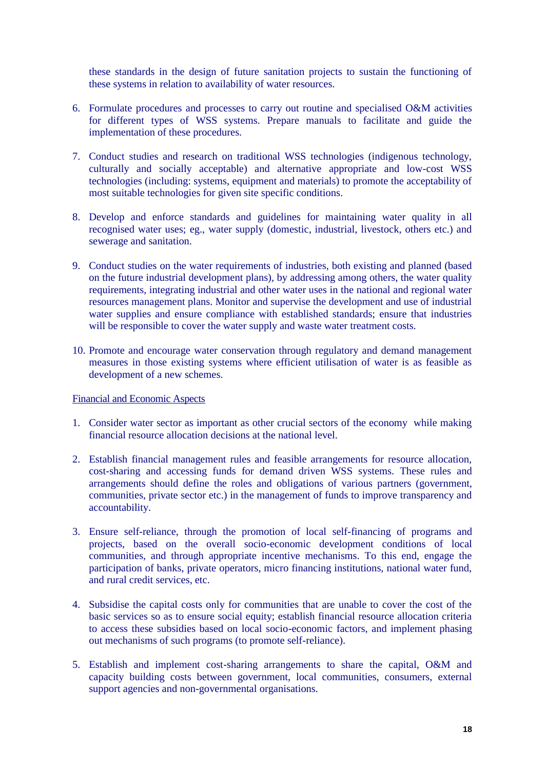these standards in the design of future sanitation projects to sustain the functioning of these systems in relation to availability of water resources.

6. Formulate procedures and processes to carry out routine and specialised O&M activities for different types of WSS systems. Prepare manuals to facilitate and guide the implementation of these procedures.

7. Conduct studies and research on traditional WSS technologies (indigenous technology, culturally and socially acceptable) and alternative appropriate and low-cost WSS technologies (including: systems, equipment and materials) to promote the acceptability of most suitable technologies for given site specific conditions.

8. Develop and enforce standards and guidelines for maintaining water quality in all recognised water uses; eg., water supply (domestic, industrial, livestock, others etc.) and sewerage and sanitation.

9. Conduct studies on the water requirements of industries, both existing and planned (based on the future industrial development plans), by addressing among others, the water quality requirements, integrating industrial and other water uses in the national and regional water resources management plans. Monitor and supervise the development and use of industrial water supplies and ensure compliance with established standards; ensure that industries will be responsible to cover the water supply and waste water treatment costs.

10. Promote and encourage water conservation through regulatory and demand management measures in those existing systems where efficient utilisation of water is as feasible as development of a new schemes.

<u>Financial and Economic Aspects</u>

1. Consider water sector as important as other crucial sectors of the economy while making financial resource allocation decisions at the national level.

2. Establish financial management rules and feasible arrangements for resource allocation, cost-sharing and accessing funds for demand driven WSS systems. These rules and arrangements should define the roles and obligations of various partners (government, communities, private sector etc.) in the management of funds to improve transparency and accountability.

3. Ensure self-reliance, through the promotion of local self-financing of programs and projects, based on the overall socio-economic development conditions of local communities, and through appropriate incentive mechanisms. To this end, engage the participation of banks, private operators, micro financing institutions, national water fund, and rural credit services, etc.

4. Subsidise the capital costs only for communities that are unable to cover the cost of the basic services so as to ensure social equity; establish financial resource allocation criteria to access these subsidies based on local socio-economic factors, and implement phasing out mechanisms of such programs (to promote self-reliance).

5. Establish and implement cost-sharing arrangements to share the capital, O&M and capacity building costs between government, local communities, consumers, external support agencies and non-governmental organisations.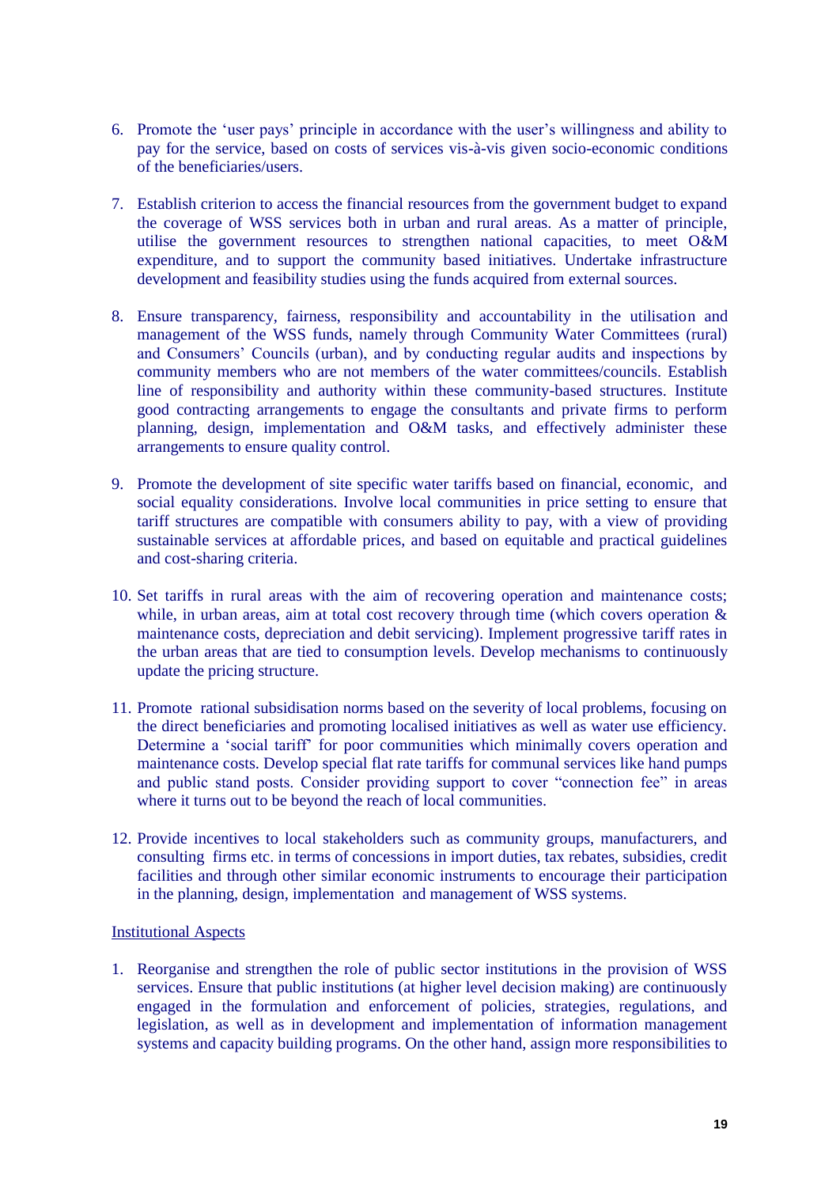6. Promote the 'user pays' principle in accordance with the user's willingness and ability to pay for the service, based on costs of services vis-à-vis given socio-economic conditions of the beneficiaries/users.

7. Establish criterion to access the financial resources from the government budget to expand the coverage of WSS services both in urban and rural areas. As a matter of principle, utilise the government resources to strengthen national capacities, to meet O&M expenditure, and to support the community based initiatives. Undertake infrastructure development and feasibility studies using the funds acquired from external sources.

8. Ensure transparency, fairness, responsibility and accountability in the utilisation and management of the WSS funds, namely through Community Water Committees (rural) and Consumers' Councils (urban), and by conducting regular audits and inspections by community members who are not members of the water committees/councils. Establish line of responsibility and authority within these community-based structures. Institute good contracting arrangements to engage the consultants and private firms to perform planning, design, implementation and O&M tasks, and effectively administer these arrangements to ensure quality control.

9. Promote the development of site specific water tariffs based on financial, economic, and social equality considerations. Involve local communities in price setting to ensure that tariff structures are compatible with consumers ability to pay, with a view of providing sustainable services at affordable prices, and based on equitable and practical guidelines and cost-sharing criteria.

10. Set tariffs in rural areas with the aim of recovering operation and maintenance costs; while, in urban areas, aim at total cost recovery through time (which covers operation & maintenance costs, depreciation and debit servicing). Implement progressive tariff rates in the urban areas that are tied to consumption levels. Develop mechanisms to continuously update the pricing structure.

11. Promote rational subsidisation norms based on the severity of local problems, focusing on the direct beneficiaries and promoting localised initiatives as well as water use efficiency. Determine a 'social tariff' for poor communities which minimally covers operation and maintenance costs. Develop special flat rate tariffs for communal services like hand pumps and public stand posts. Consider providing support to cover "connection fee" in areas where it turns out to be beyond the reach of local communities.

12. Provide incentives to local stakeholders such as community groups, manufacturers, and consulting firms etc. in terms of concessions in import duties, tax rebates, subsidies, credit facilities and through other similar economic instruments to encourage their participation in the planning, design, implementation and management of WSS systems.

Institutional Aspects

1. Reorganise and strengthen the role of public sector institutions in the provision of WSS services. Ensure that public institutions (at higher level decision making) are continuously engaged in the formulation and enforcement of policies, strategies, regulations, and legislation, as well as in development and implementation of information management systems and capacity building programs. On the other hand, assign more responsibilities to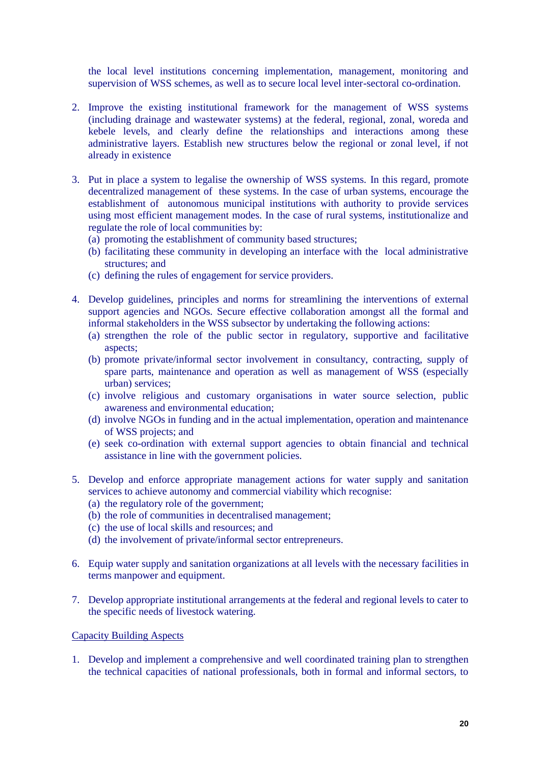the local level institutions concerning implementation, management, monitoring and supervision of WSS schemes, as well as to secure local level inter-sectoral co-ordination.

2. Improve the existing institutional framework for the management of WSS systems (including drainage and wastewater systems) at the federal, regional, zonal, woreda and kebele levels, and clearly define the relationships and interactions among these administrative layers. Establish new structures below the regional or zonal level, if not already in existence

3. Put in place a system to legalise the ownership of WSS systems. In this regard, promote decentralized management of these systems. In the case of urban systems, encourage the establishment of autonomous municipal institutions with authority to provide services using most efficient management modes. In the case of rural systems, institutionalize and regulate the role of local communities by:
   (a) promoting the establishment of community based structures;
   (b) facilitating these community in developing an interface with the local administrative structures; and
   (c) defining the rules of engagement for service providers.

4. Develop guidelines, principles and norms for streamlining the interventions of external support agencies and NGOs. Secure effective collaboration amongst all the formal and informal stakeholders in the WSS subsector by undertaking the following actions:
   (a) strengthen the role of the public sector in regulatory, supportive and facilitative aspects;
   (b) promote private/informal sector involvement in consultancy, contracting, supply of spare parts, maintenance and operation as well as management of WSS (especially urban) services;
   (c) involve religious and customary organisations in water source selection, public awareness and environmental education;
   (d) involve NGOs in funding and in the actual implementation, operation and maintenance of WSS projects; and
   (e) seek co-ordination with external support agencies to obtain financial and technical assistance in line with the government policies.

5. Develop and enforce appropriate management actions for water supply and sanitation services to achieve autonomy and commercial viability which recognise:
   (a) the regulatory role of the government;
   (b) the role of communities in decentralised management;
   (c) the use of local skills and resources; and
   (d) the involvement of private/informal sector entrepreneurs.

6. Equip water supply and sanitation organizations at all levels with the necessary facilities in terms manpower and equipment.

7. Develop appropriate institutional arrangements at the federal and regional levels to cater to the specific needs of livestock watering.

<u>Capacity Building Aspects</u>

1. Develop and implement a comprehensive and well coordinated training plan to strengthen the technical capacities of national professionals, both in formal and informal sectors, to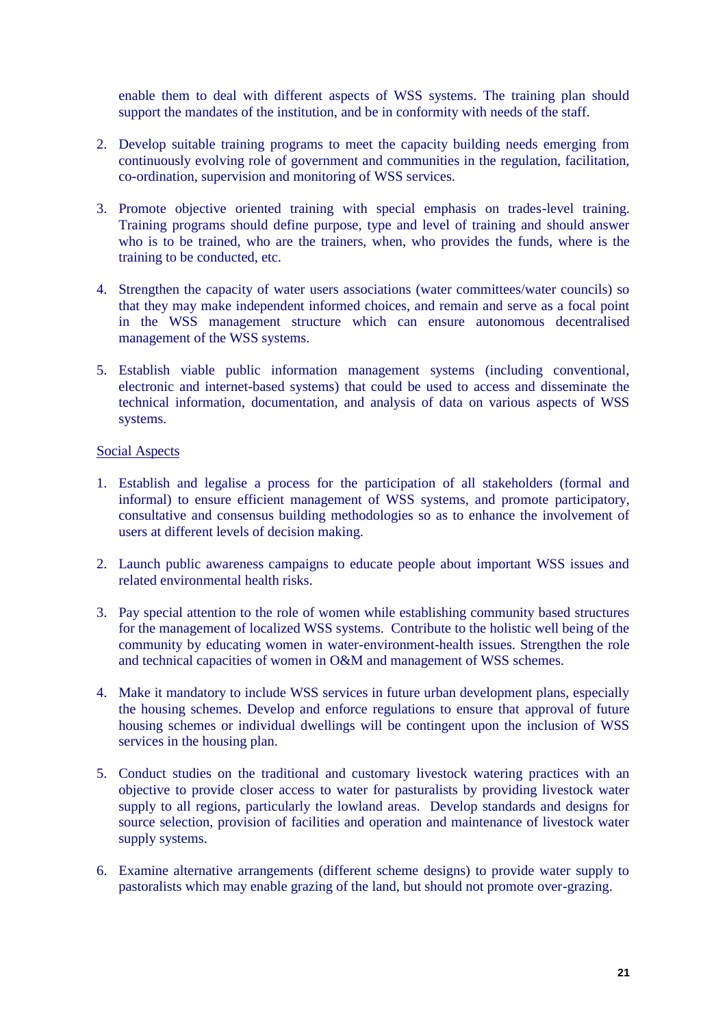enable them to deal with different aspects of WSS systems. The training plan should support the mandates of the institution, and be in conformity with needs of the staff.

2. Develop suitable training programs to meet the capacity building needs emerging from continuously evolving role of government and communities in the regulation, facilitation, co-ordination, supervision and monitoring of WSS services.

3. Promote objective oriented training with special emphasis on trades-level training. Training programs should define purpose, type and level of training and should answer who is to be trained, who are the trainers, when, who provides the funds, where is the training to be conducted, etc.

4. Strengthen the capacity of water users associations (water committees/water councils) so that they may make independent informed choices, and remain and serve as a focal point in the WSS management structure which can ensure autonomous decentralised management of the WSS systems.

5. Establish viable public information management systems (including conventional, electronic and internet-based systems) that could be used to access and disseminate the technical information, documentation, and analysis of data on various aspects of WSS systems.

Social Aspects

1. Establish and legalise a process for the participation of all stakeholders (formal and informal) to ensure efficient management of WSS systems, and promote participatory, consultative and consensus building methodologies so as to enhance the involvement of users at different levels of decision making.

2. Launch public awareness campaigns to educate people about important WSS issues and related environmental health risks.

3. Pay special attention to the role of women while establishing community based structures for the management of localized WSS systems. Contribute to the holistic well being of the community by educating women in water-environment-health issues. Strengthen the role and technical capacities of women in O&M and management of WSS schemes.

4. Make it mandatory to include WSS services in future urban development plans, especially the housing schemes. Develop and enforce regulations to ensure that approval of future housing schemes or individual dwellings will be contingent upon the inclusion of WSS services in the housing plan.

5. Conduct studies on the traditional and customary livestock watering practices with an objective to provide closer access to water for pasturalists by providing livestock water supply to all regions, particularly the lowland areas. Develop standards and designs for source selection, provision of facilities and operation and maintenance of livestock water supply systems.

6. Examine alternative arrangements (different scheme designs) to provide water supply to pastoralists which may enable grazing of the land, but should not promote over-grazing.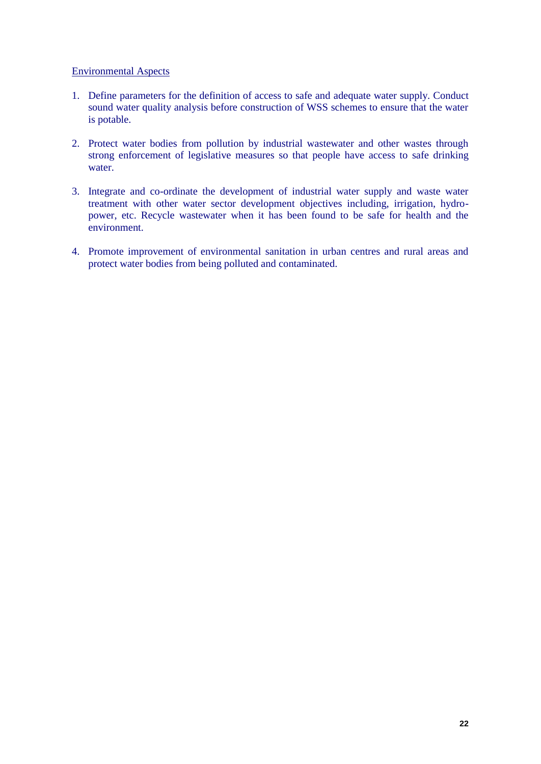Environmental Aspects

1. Define parameters for the definition of access to safe and adequate water supply. Conduct sound water quality analysis before construction of WSS schemes to ensure that the water is potable.

2. Protect water bodies from pollution by industrial wastewater and other wastes through strong enforcement of legislative measures so that people have access to safe drinking water.

3. Integrate and co-ordinate the development of industrial water supply and waste water treatment with other water sector development objectives including, irrigation, hydro-power, etc. Recycle wastewater when it has been found to be safe for health and the environment.

4. Promote improvement of environmental sanitation in urban centres and rural areas and protect water bodies from being polluted and contaminated.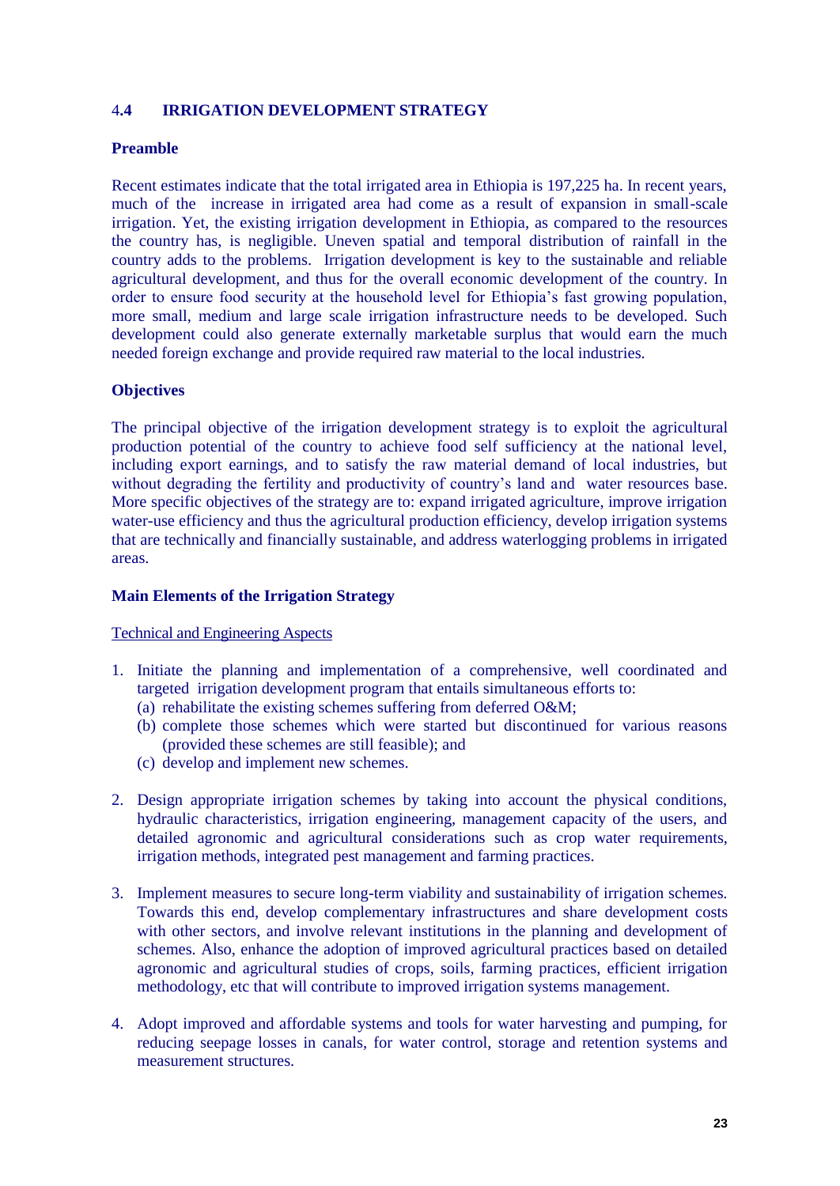## 4.4 IRRIGATION DEVELOPMENT STRATEGY

### Preamble

Recent estimates indicate that the total irrigated area in Ethiopia is 197,225 ha. In recent years, much of the increase in irrigated area had come as a result of expansion in small-scale irrigation. Yet, the existing irrigation development in Ethiopia, as compared to the resources the country has, is negligible. Uneven spatial and temporal distribution of rainfall in the country adds to the problems. Irrigation development is key to the sustainable and reliable agricultural development, and thus for the overall economic development of the country. In order to ensure food security at the household level for Ethiopia's fast growing population, more small, medium and large scale irrigation infrastructure needs to be developed. Such development could also generate externally marketable surplus that would earn the much needed foreign exchange and provide required raw material to the local industries.

### Objectives

The principal objective of the irrigation development strategy is to exploit the agricultural production potential of the country to achieve food self sufficiency at the national level, including export earnings, and to satisfy the raw material demand of local industries, but without degrading the fertility and productivity of country's land and water resources base. More specific objectives of the strategy are to: expand irrigated agriculture, improve irrigation water-use efficiency and thus the agricultural production efficiency, develop irrigation systems that are technically and financially sustainable, and address waterlogging problems in irrigated areas.

### Main Elements of the Irrigation Strategy

<u>Technical and Engineering Aspects</u>

1. Initiate the planning and implementation of a comprehensive, well coordinated and targeted irrigation development program that entails simultaneous efforts to:
   (a) rehabilitate the existing schemes suffering from deferred O&M;
   (b) complete those schemes which were started but discontinued for various reasons (provided these schemes are still feasible); and
   (c) develop and implement new schemes.

2. Design appropriate irrigation schemes by taking into account the physical conditions, hydraulic characteristics, irrigation engineering, management capacity of the users, and detailed agronomic and agricultural considerations such as crop water requirements, irrigation methods, integrated pest management and farming practices.

3. Implement measures to secure long-term viability and sustainability of irrigation schemes. Towards this end, develop complementary infrastructures and share development costs with other sectors, and involve relevant institutions in the planning and development of schemes. Also, enhance the adoption of improved agricultural practices based on detailed agronomic and agricultural studies of crops, soils, farming practices, efficient irrigation methodology, etc that will contribute to improved irrigation systems management.

4. Adopt improved and affordable systems and tools for water harvesting and pumping, for reducing seepage losses in canals, for water control, storage and retention systems and measurement structures.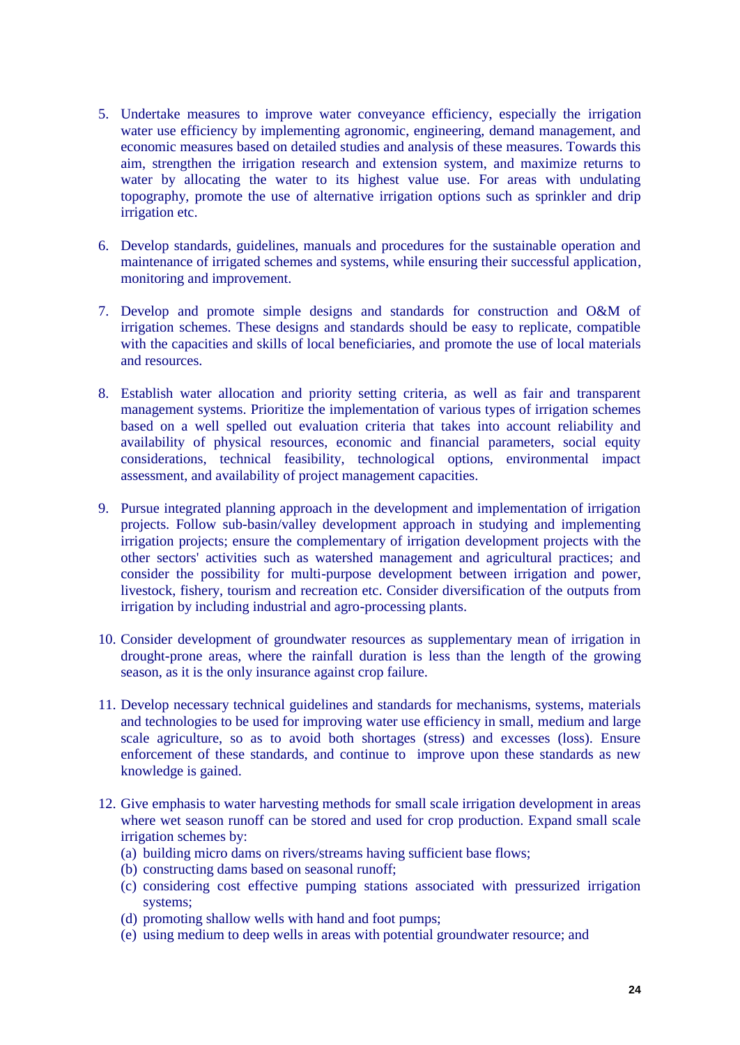5. Undertake measures to improve water conveyance efficiency, especially the irrigation water use efficiency by implementing agronomic, engineering, demand management, and economic measures based on detailed studies and analysis of these measures. Towards this aim, strengthen the irrigation research and extension system, and maximize returns to water by allocating the water to its highest value use. For areas with undulating topography, promote the use of alternative irrigation options such as sprinkler and drip irrigation etc.

6. Develop standards, guidelines, manuals and procedures for the sustainable operation and maintenance of irrigated schemes and systems, while ensuring their successful application, monitoring and improvement.

7. Develop and promote simple designs and standards for construction and O&M of irrigation schemes. These designs and standards should be easy to replicate, compatible with the capacities and skills of local beneficiaries, and promote the use of local materials and resources.

8. Establish water allocation and priority setting criteria, as well as fair and transparent management systems. Prioritize the implementation of various types of irrigation schemes based on a well spelled out evaluation criteria that takes into account reliability and availability of physical resources, economic and financial parameters, social equity considerations, technical feasibility, technological options, environmental impact assessment, and availability of project management capacities.

9. Pursue integrated planning approach in the development and implementation of irrigation projects. Follow sub-basin/valley development approach in studying and implementing irrigation projects; ensure the complementary of irrigation development projects with the other sectors' activities such as watershed management and agricultural practices; and consider the possibility for multi-purpose development between irrigation and power, livestock, fishery, tourism and recreation etc. Consider diversification of the outputs from irrigation by including industrial and agro-processing plants.

10. Consider development of groundwater resources as supplementary mean of irrigation in drought-prone areas, where the rainfall duration is less than the length of the growing season, as it is the only insurance against crop failure.

11. Develop necessary technical guidelines and standards for mechanisms, systems, materials and technologies to be used for improving water use efficiency in small, medium and large scale agriculture, so as to avoid both shortages (stress) and excesses (loss). Ensure enforcement of these standards, and continue to improve upon these standards as new knowledge is gained.

12. Give emphasis to water harvesting methods for small scale irrigation development in areas where wet season runoff can be stored and used for crop production. Expand small scale irrigation schemes by:
    (a) building micro dams on rivers/streams having sufficient base flows;
    (b) constructing dams based on seasonal runoff;
    (c) considering cost effective pumping stations associated with pressurized irrigation systems;
    (d) promoting shallow wells with hand and foot pumps;
    (e) using medium to deep wells in areas with potential groundwater resource; and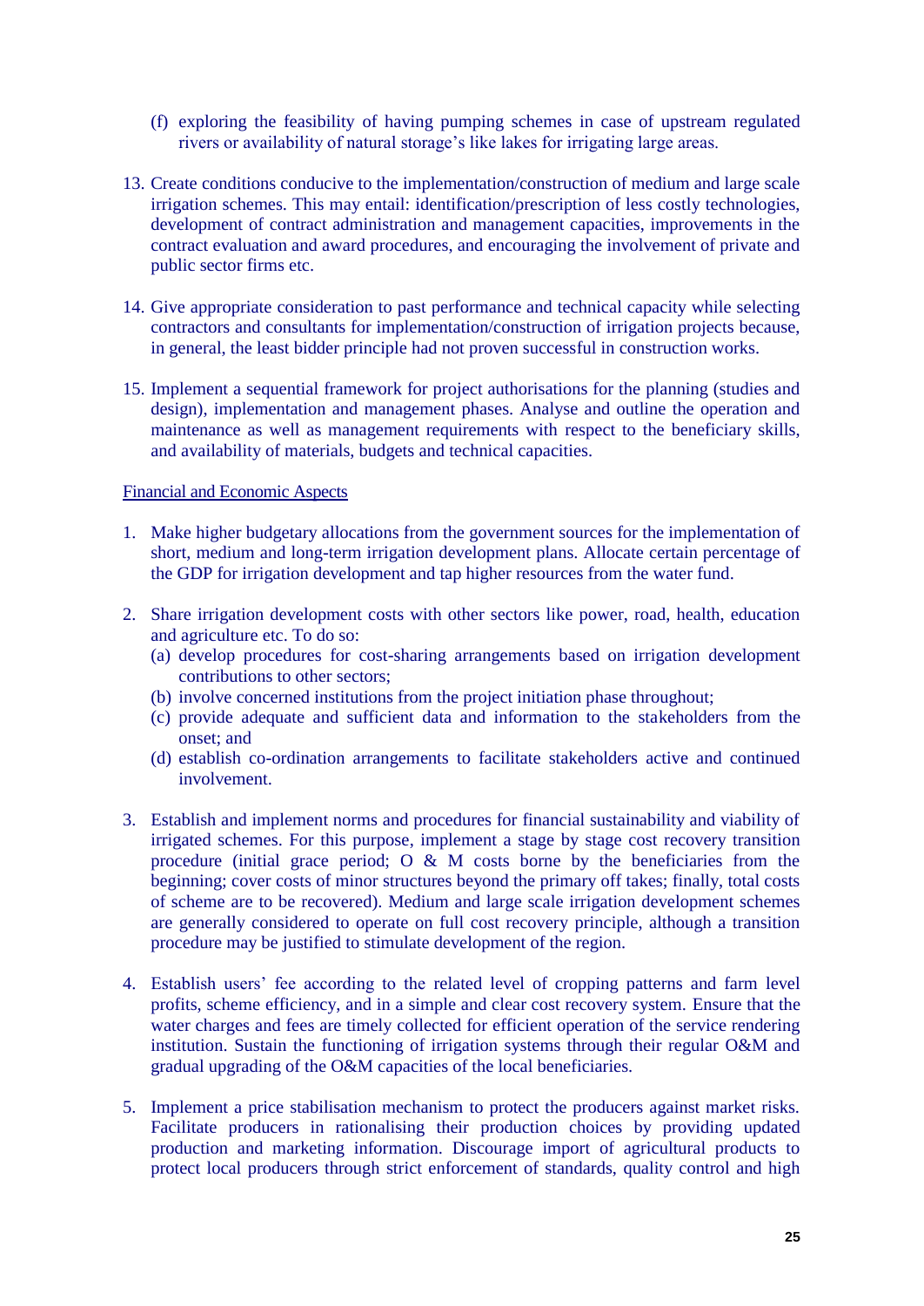(f) exploring the feasibility of having pumping schemes in case of upstream regulated rivers or availability of natural storage's like lakes for irrigating large areas.

13. Create conditions conducive to the implementation/construction of medium and large scale irrigation schemes. This may entail: identification/prescription of less costly technologies, development of contract administration and management capacities, improvements in the contract evaluation and award procedures, and encouraging the involvement of private and public sector firms etc.

14. Give appropriate consideration to past performance and technical capacity while selecting contractors and consultants for implementation/construction of irrigation projects because, in general, the least bidder principle had not proven successful in construction works.

15. Implement a sequential framework for project authorisations for the planning (studies and design), implementation and management phases. Analyse and outline the operation and maintenance as well as management requirements with respect to the beneficiary skills, and availability of materials, budgets and technical capacities.

<u>Financial and Economic Aspects</u>

1. Make higher budgetary allocations from the government sources for the implementation of short, medium and long-term irrigation development plans. Allocate certain percentage of the GDP for irrigation development and tap higher resources from the water fund.

2. Share irrigation development costs with other sectors like power, road, health, education and agriculture etc. To do so:
   (a) develop procedures for cost-sharing arrangements based on irrigation development contributions to other sectors;
   (b) involve concerned institutions from the project initiation phase throughout;
   (c) provide adequate and sufficient data and information to the stakeholders from the onset; and
   (d) establish co-ordination arrangements to facilitate stakeholders active and continued involvement.

3. Establish and implement norms and procedures for financial sustainability and viability of irrigated schemes. For this purpose, implement a stage by stage cost recovery transition procedure (initial grace period; O & M costs borne by the beneficiaries from the beginning; cover costs of minor structures beyond the primary off takes; finally, total costs of scheme are to be recovered). Medium and large scale irrigation development schemes are generally considered to operate on full cost recovery principle, although a transition procedure may be justified to stimulate development of the region.

4. Establish users' fee according to the related level of cropping patterns and farm level profits, scheme efficiency, and in a simple and clear cost recovery system. Ensure that the water charges and fees are timely collected for efficient operation of the service rendering institution. Sustain the functioning of irrigation systems through their regular O&M and gradual upgrading of the O&M capacities of the local beneficiaries.

5. Implement a price stabilisation mechanism to protect the producers against market risks. Facilitate producers in rationalising their production choices by providing updated production and marketing information. Discourage import of agricultural products to protect local producers through strict enforcement of standards, quality control and high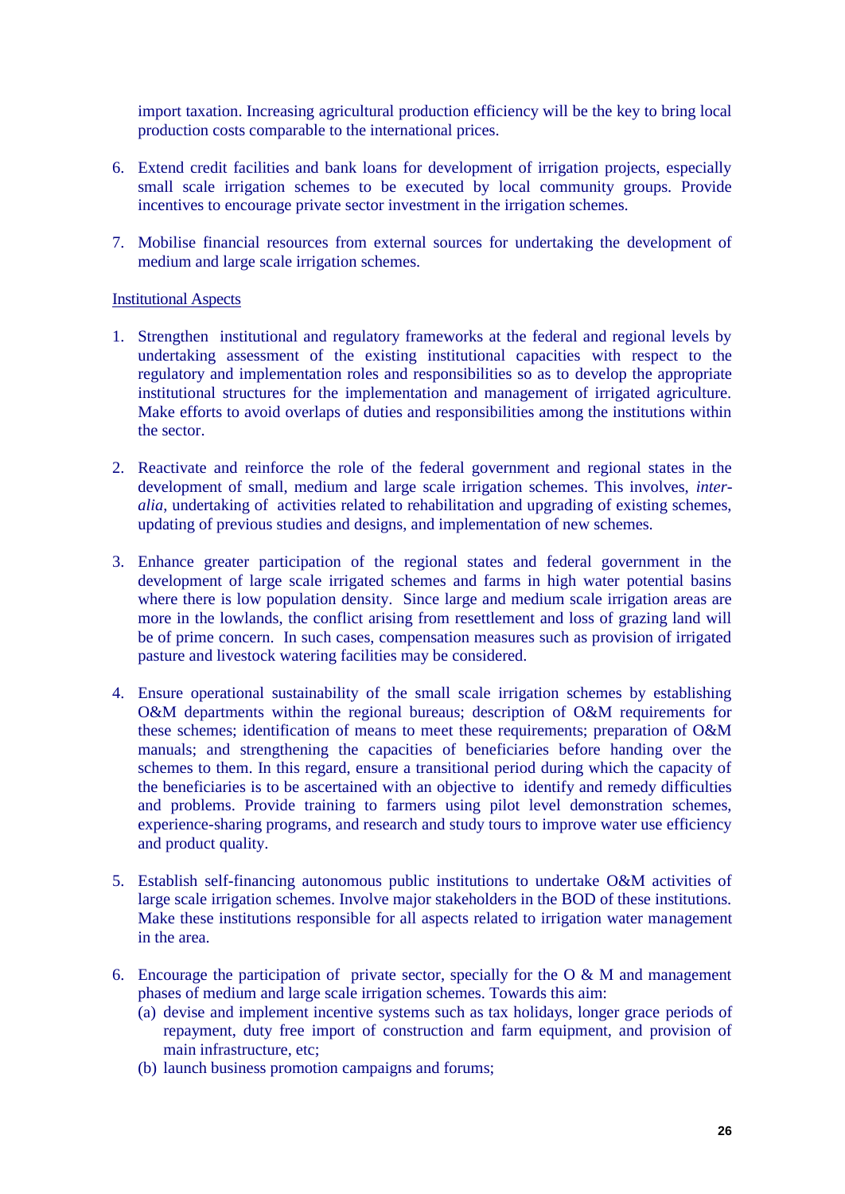import taxation. Increasing agricultural production efficiency will be the key to bring local production costs comparable to the international prices.

6. Extend credit facilities and bank loans for development of irrigation projects, especially small scale irrigation schemes to be executed by local community groups. Provide incentives to encourage private sector investment in the irrigation schemes.

7. Mobilise financial resources from external sources for undertaking the development of medium and large scale irrigation schemes.

Institutional Aspects

1. Strengthen institutional and regulatory frameworks at the federal and regional levels by undertaking assessment of the existing institutional capacities with respect to the regulatory and implementation roles and responsibilities so as to develop the appropriate institutional structures for the implementation and management of irrigated agriculture. Make efforts to avoid overlaps of duties and responsibilities among the institutions within the sector.

2. Reactivate and reinforce the role of the federal government and regional states in the development of small, medium and large scale irrigation schemes. This involves, *inter-alia*, undertaking of activities related to rehabilitation and upgrading of existing schemes, updating of previous studies and designs, and implementation of new schemes.

3. Enhance greater participation of the regional states and federal government in the development of large scale irrigated schemes and farms in high water potential basins where there is low population density. Since large and medium scale irrigation areas are more in the lowlands, the conflict arising from resettlement and loss of grazing land will be of prime concern. In such cases, compensation measures such as provision of irrigated pasture and livestock watering facilities may be considered.

4. Ensure operational sustainability of the small scale irrigation schemes by establishing O&M departments within the regional bureaus; description of O&M requirements for these schemes; identification of means to meet these requirements; preparation of O&M manuals; and strengthening the capacities of beneficiaries before handing over the schemes to them. In this regard, ensure a transitional period during which the capacity of the beneficiaries is to be ascertained with an objective to identify and remedy difficulties and problems. Provide training to farmers using pilot level demonstration schemes, experience-sharing programs, and research and study tours to improve water use efficiency and product quality.

5. Establish self-financing autonomous public institutions to undertake O&M activities of large scale irrigation schemes. Involve major stakeholders in the BOD of these institutions. Make these institutions responsible for all aspects related to irrigation water management in the area.

6. Encourage the participation of private sector, specially for the O & M and management phases of medium and large scale irrigation schemes. Towards this aim:
   (a) devise and implement incentive systems such as tax holidays, longer grace periods of repayment, duty free import of construction and farm equipment, and provision of main infrastructure, etc;
   (b) launch business promotion campaigns and forums;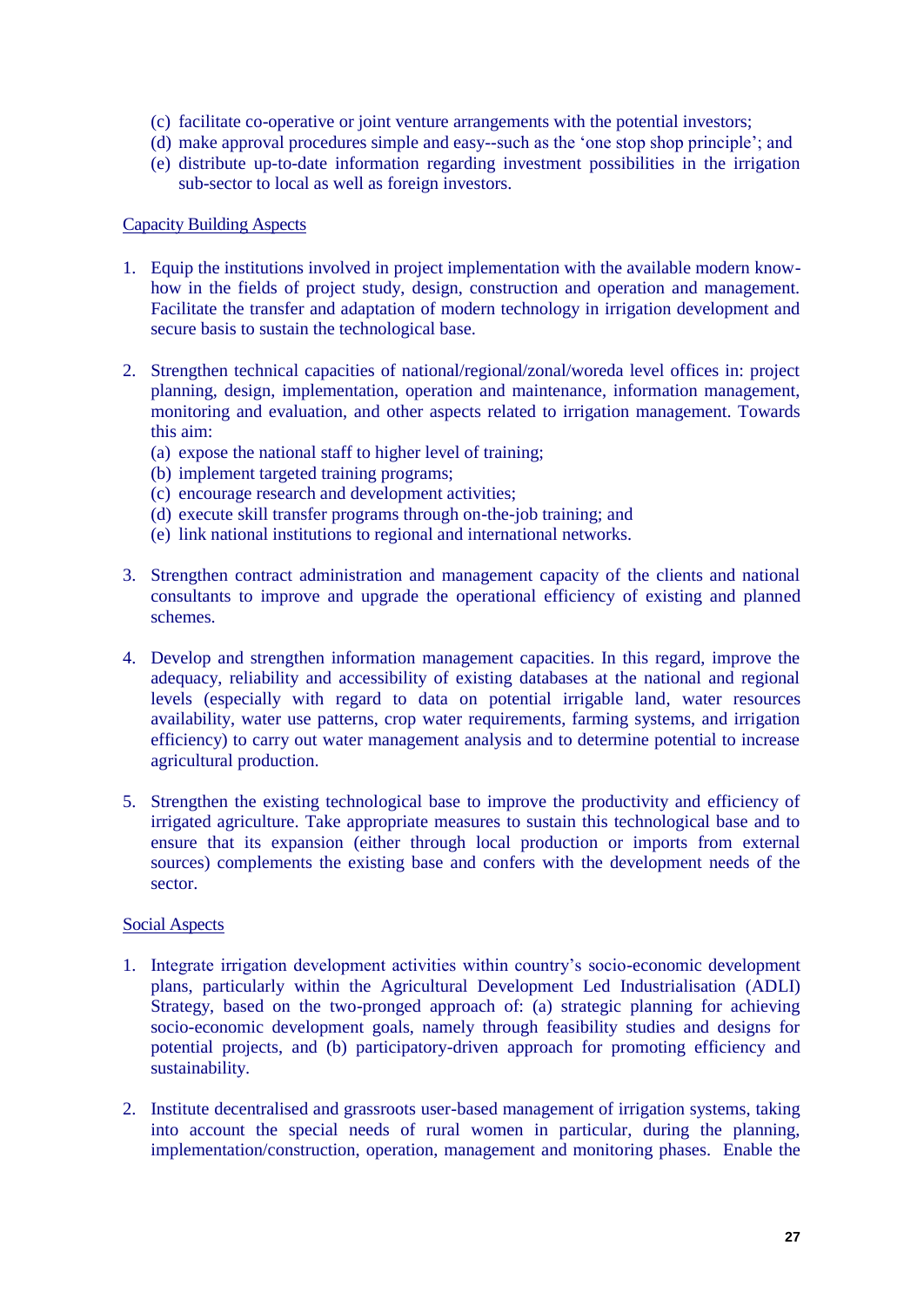(c) facilitate co-operative or joint venture arrangements with the potential investors;
(d) make approval procedures simple and easy--such as the 'one stop shop principle'; and
(e) distribute up-to-date information regarding investment possibilities in the irrigation sub-sector to local as well as foreign investors.

<u>Capacity Building Aspects</u>

1. Equip the institutions involved in project implementation with the available modern know-how in the fields of project study, design, construction and operation and management. Facilitate the transfer and adaptation of modern technology in irrigation development and secure basis to sustain the technological base.

2. Strengthen technical capacities of national/regional/zonal/woreda level offices in: project planning, design, implementation, operation and maintenance, information management, monitoring and evaluation, and other aspects related to irrigation management. Towards this aim:
   (a) expose the national staff to higher level of training;
   (b) implement targeted training programs;
   (c) encourage research and development activities;
   (d) execute skill transfer programs through on-the-job training; and
   (e) link national institutions to regional and international networks.

3. Strengthen contract administration and management capacity of the clients and national consultants to improve and upgrade the operational efficiency of existing and planned schemes.

4. Develop and strengthen information management capacities. In this regard, improve the adequacy, reliability and accessibility of existing databases at the national and regional levels (especially with regard to data on potential irrigable land, water resources availability, water use patterns, crop water requirements, farming systems, and irrigation efficiency) to carry out water management analysis and to determine potential to increase agricultural production.

5. Strengthen the existing technological base to improve the productivity and efficiency of irrigated agriculture. Take appropriate measures to sustain this technological base and to ensure that its expansion (either through local production or imports from external sources) complements the existing base and confers with the development needs of the sector.

<u>Social Aspects</u>

1. Integrate irrigation development activities within country's socio-economic development plans, particularly within the Agricultural Development Led Industrialisation (ADLI) Strategy, based on the two-pronged approach of: (a) strategic planning for achieving socio-economic development goals, namely through feasibility studies and designs for potential projects, and (b) participatory-driven approach for promoting efficiency and sustainability.

2. Institute decentralised and grassroots user-based management of irrigation systems, taking into account the special needs of rural women in particular, during the planning, implementation/construction, operation, management and monitoring phases. Enable the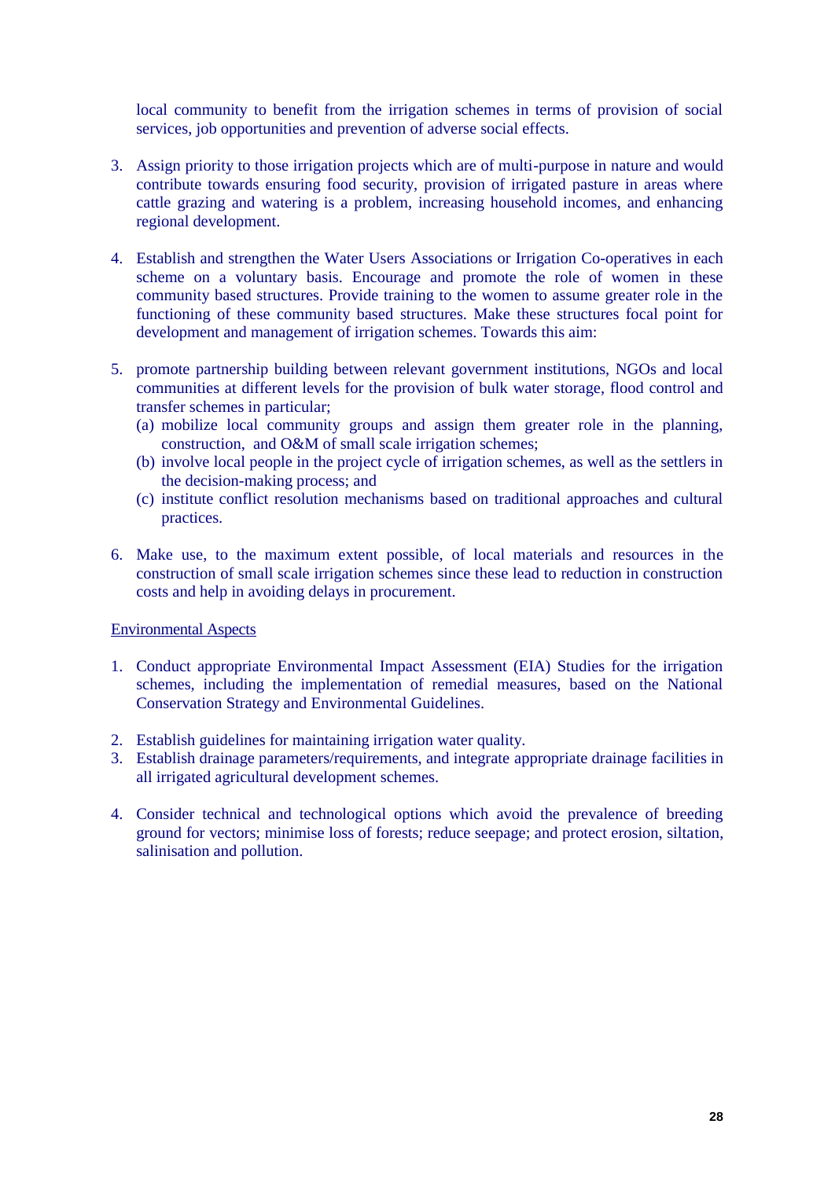local community to benefit from the irrigation schemes in terms of provision of social services, job opportunities and prevention of adverse social effects.

3. Assign priority to those irrigation projects which are of multi-purpose in nature and would contribute towards ensuring food security, provision of irrigated pasture in areas where cattle grazing and watering is a problem, increasing household incomes, and enhancing regional development.

4. Establish and strengthen the Water Users Associations or Irrigation Co-operatives in each scheme on a voluntary basis. Encourage and promote the role of women in these community based structures. Provide training to the women to assume greater role in the functioning of these community based structures. Make these structures focal point for development and management of irrigation schemes. Towards this aim:

5. promote partnership building between relevant government institutions, NGOs and local communities at different levels for the provision of bulk water storage, flood control and transfer schemes in particular;
   (a) mobilize local community groups and assign them greater role in the planning, construction, and O&M of small scale irrigation schemes;
   (b) involve local people in the project cycle of irrigation schemes, as well as the settlers in the decision-making process; and
   (c) institute conflict resolution mechanisms based on traditional approaches and cultural practices.

6. Make use, to the maximum extent possible, of local materials and resources in the construction of small scale irrigation schemes since these lead to reduction in construction costs and help in avoiding delays in procurement.

<u>Environmental Aspects</u>

1. Conduct appropriate Environmental Impact Assessment (EIA) Studies for the irrigation schemes, including the implementation of remedial measures, based on the National Conservation Strategy and Environmental Guidelines.

2. Establish guidelines for maintaining irrigation water quality.
3. Establish drainage parameters/requirements, and integrate appropriate drainage facilities in all irrigated agricultural development schemes.

4. Consider technical and technological options which avoid the prevalence of breeding ground for vectors; minimise loss of forests; reduce seepage; and protect erosion, siltation, salinisation and pollution.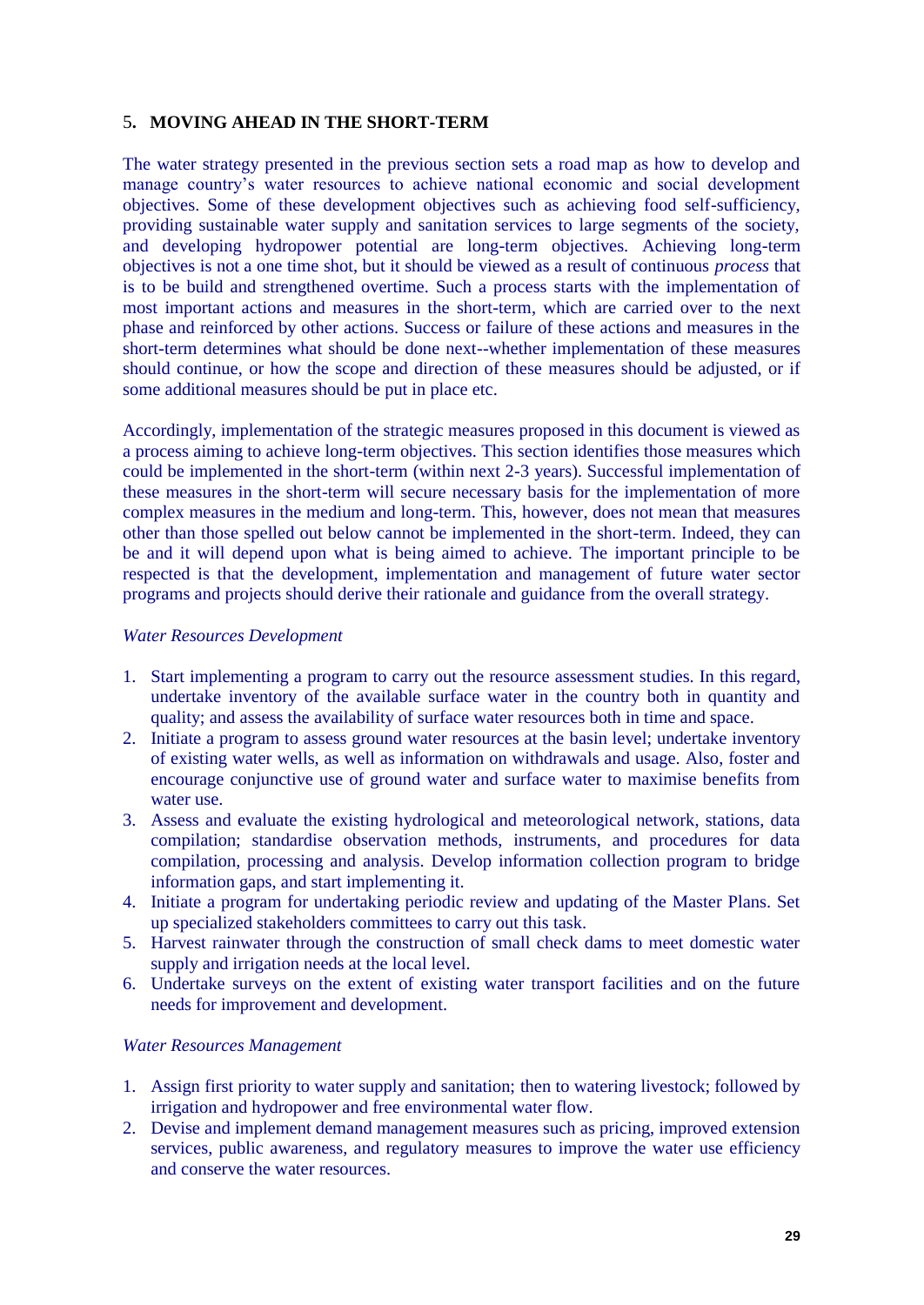## 5. MOVING AHEAD IN THE SHORT-TERM

The water strategy presented in the previous section sets a road map as how to develop and manage country's water resources to achieve national economic and social development objectives. Some of these development objectives such as achieving food self-sufficiency, providing sustainable water supply and sanitation services to large segments of the society, and developing hydropower potential are long-term objectives. Achieving long-term objectives is not a one time shot, but it should be viewed as a result of continuous *process* that is to be build and strengthened overtime. Such a process starts with the implementation of most important actions and measures in the short-term, which are carried over to the next phase and reinforced by other actions. Success or failure of these actions and measures in the short-term determines what should be done next--whether implementation of these measures should continue, or how the scope and direction of these measures should be adjusted, or if some additional measures should be put in place etc.

Accordingly, implementation of the strategic measures proposed in this document is viewed as a process aiming to achieve long-term objectives. This section identifies those measures which could be implemented in the short-term (within next 2-3 years). Successful implementation of these measures in the short-term will secure necessary basis for the implementation of more complex measures in the medium and long-term. This, however, does not mean that measures other than those spelled out below cannot be implemented in the short-term. Indeed, they can be and it will depend upon what is being aimed to achieve. The important principle to be respected is that the development, implementation and management of future water sector programs and projects should derive their rationale and guidance from the overall strategy.

*Water Resources Development*

1. Start implementing a program to carry out the resource assessment studies. In this regard, undertake inventory of the available surface water in the country both in quantity and quality; and assess the availability of surface water resources both in time and space.
2. Initiate a program to assess ground water resources at the basin level; undertake inventory of existing water wells, as well as information on withdrawals and usage. Also, foster and encourage conjunctive use of ground water and surface water to maximise benefits from water use.
3. Assess and evaluate the existing hydrological and meteorological network, stations, data compilation; standardise observation methods, instruments, and procedures for data compilation, processing and analysis. Develop information collection program to bridge information gaps, and start implementing it.
4. Initiate a program for undertaking periodic review and updating of the Master Plans. Set up specialized stakeholders committees to carry out this task.
5. Harvest rainwater through the construction of small check dams to meet domestic water supply and irrigation needs at the local level.
6. Undertake surveys on the extent of existing water transport facilities and on the future needs for improvement and development.

*Water Resources Management*

1. Assign first priority to water supply and sanitation; then to watering livestock; followed by irrigation and hydropower and free environmental water flow.
2. Devise and implement demand management measures such as pricing, improved extension services, public awareness, and regulatory measures to improve the water use efficiency and conserve the water resources.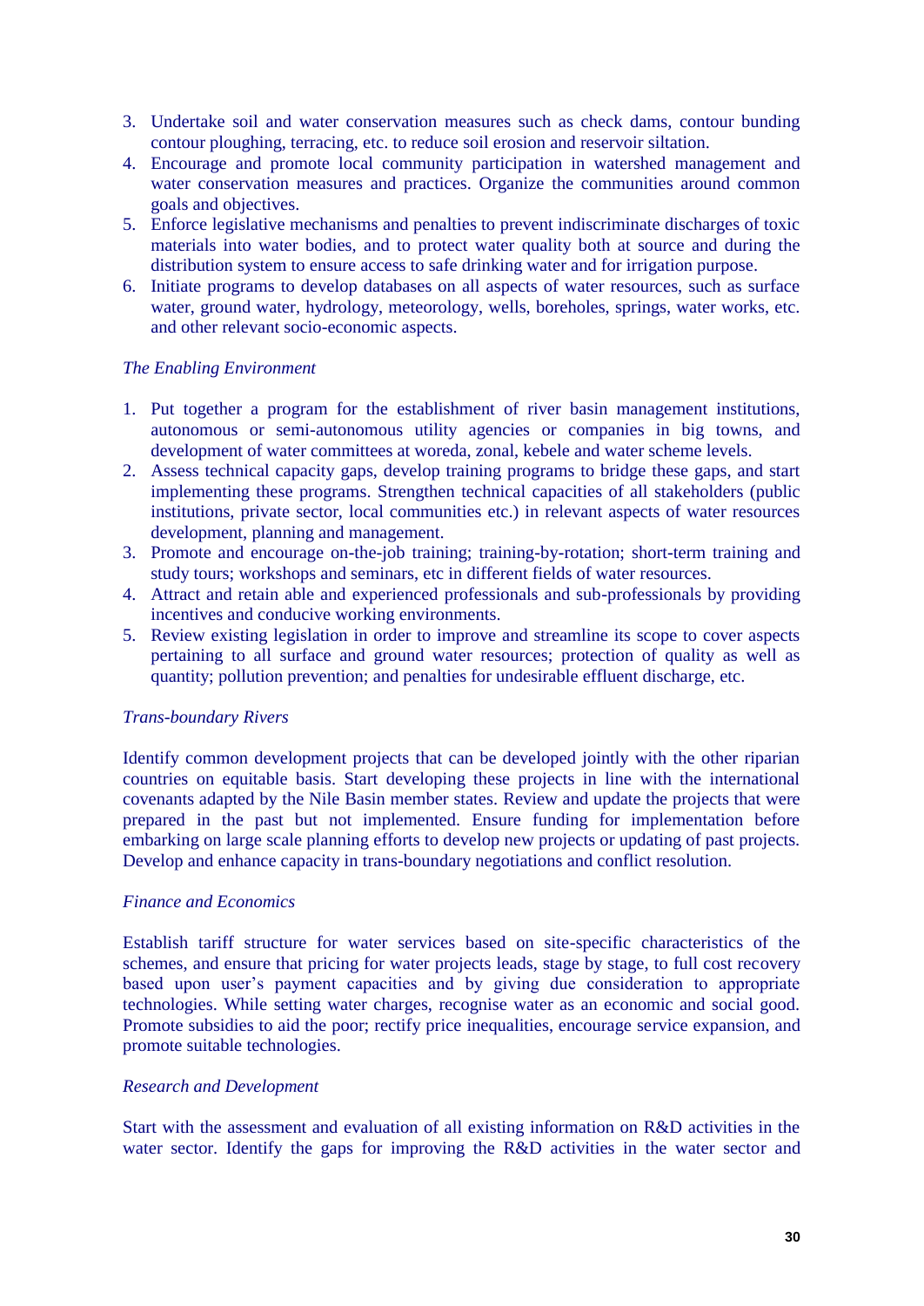3. Undertake soil and water conservation measures such as check dams, contour bunding contour ploughing, terracing, etc. to reduce soil erosion and reservoir siltation.
4. Encourage and promote local community participation in watershed management and water conservation measures and practices. Organize the communities around common goals and objectives.
5. Enforce legislative mechanisms and penalties to prevent indiscriminate discharges of toxic materials into water bodies, and to protect water quality both at source and during the distribution system to ensure access to safe drinking water and for irrigation purpose.
6. Initiate programs to develop databases on all aspects of water resources, such as surface water, ground water, hydrology, meteorology, wells, boreholes, springs, water works, etc. and other relevant socio-economic aspects.

*The Enabling Environment*

1. Put together a program for the establishment of river basin management institutions, autonomous or semi-autonomous utility agencies or companies in big towns, and development of water committees at woreda, zonal, kebele and water scheme levels.
2. Assess technical capacity gaps, develop training programs to bridge these gaps, and start implementing these programs. Strengthen technical capacities of all stakeholders (public institutions, private sector, local communities etc.) in relevant aspects of water resources development, planning and management.
3. Promote and encourage on-the-job training; training-by-rotation; short-term training and study tours; workshops and seminars, etc in different fields of water resources.
4. Attract and retain able and experienced professionals and sub-professionals by providing incentives and conducive working environments.
5. Review existing legislation in order to improve and streamline its scope to cover aspects pertaining to all surface and ground water resources; protection of quality as well as quantity; pollution prevention; and penalties for undesirable effluent discharge, etc.

*Trans-boundary Rivers*

Identify common development projects that can be developed jointly with the other riparian countries on equitable basis. Start developing these projects in line with the international covenants adapted by the Nile Basin member states. Review and update the projects that were prepared in the past but not implemented. Ensure funding for implementation before embarking on large scale planning efforts to develop new projects or updating of past projects. Develop and enhance capacity in trans-boundary negotiations and conflict resolution.

*Finance and Economics*

Establish tariff structure for water services based on site-specific characteristics of the schemes, and ensure that pricing for water projects leads, stage by stage, to full cost recovery based upon user's payment capacities and by giving due consideration to appropriate technologies. While setting water charges, recognise water as an economic and social good. Promote subsidies to aid the poor; rectify price inequalities, encourage service expansion, and promote suitable technologies.

*Research and Development*

Start with the assessment and evaluation of all existing information on R&D activities in the water sector. Identify the gaps for improving the R&D activities in the water sector and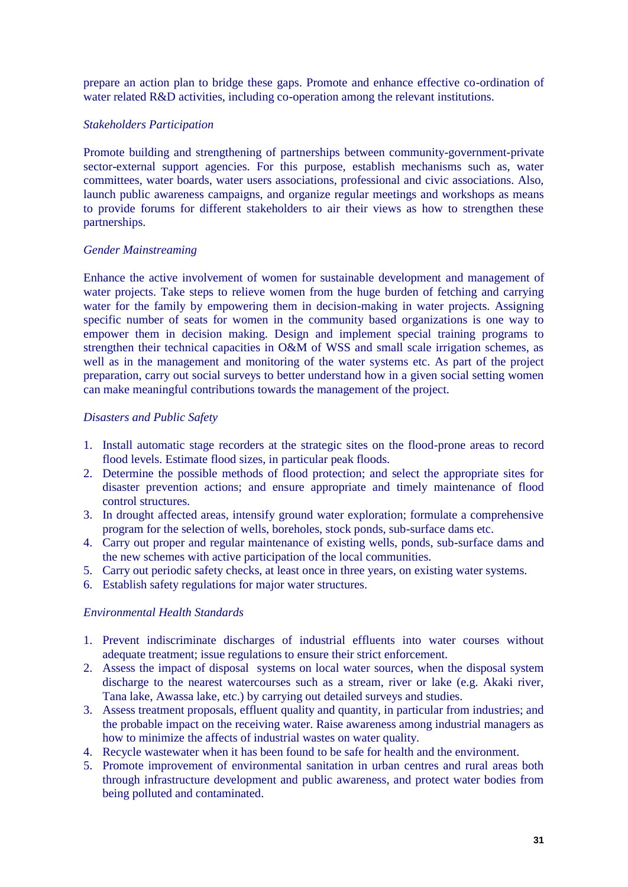prepare an action plan to bridge these gaps. Promote and enhance effective co-ordination of water related R&D activities, including co-operation among the relevant institutions.

*Stakeholders Participation*

Promote building and strengthening of partnerships between community-government-private sector-external support agencies. For this purpose, establish mechanisms such as, water committees, water boards, water users associations, professional and civic associations. Also, launch public awareness campaigns, and organize regular meetings and workshops as means to provide forums for different stakeholders to air their views as how to strengthen these partnerships.

*Gender Mainstreaming*

Enhance the active involvement of women for sustainable development and management of water projects. Take steps to relieve women from the huge burden of fetching and carrying water for the family by empowering them in decision-making in water projects. Assigning specific number of seats for women in the community based organizations is one way to empower them in decision making. Design and implement special training programs to strengthen their technical capacities in O&M of WSS and small scale irrigation schemes, as well as in the management and monitoring of the water systems etc. As part of the project preparation, carry out social surveys to better understand how in a given social setting women can make meaningful contributions towards the management of the project.

*Disasters and Public Safety*

1. Install automatic stage recorders at the strategic sites on the flood-prone areas to record flood levels. Estimate flood sizes, in particular peak floods.
2. Determine the possible methods of flood protection; and select the appropriate sites for disaster prevention actions; and ensure appropriate and timely maintenance of flood control structures.
3. In drought affected areas, intensify ground water exploration; formulate a comprehensive program for the selection of wells, boreholes, stock ponds, sub-surface dams etc.
4. Carry out proper and regular maintenance of existing wells, ponds, sub-surface dams and the new schemes with active participation of the local communities.
5. Carry out periodic safety checks, at least once in three years, on existing water systems.
6. Establish safety regulations for major water structures.

*Environmental Health Standards*

1. Prevent indiscriminate discharges of industrial effluents into water courses without adequate treatment; issue regulations to ensure their strict enforcement.
2. Assess the impact of disposal systems on local water sources, when the disposal system discharge to the nearest watercourses such as a stream, river or lake (e.g. Akaki river, Tana lake, Awassa lake, etc.) by carrying out detailed surveys and studies.
3. Assess treatment proposals, effluent quality and quantity, in particular from industries; and the probable impact on the receiving water. Raise awareness among industrial managers as how to minimize the affects of industrial wastes on water quality.
4. Recycle wastewater when it has been found to be safe for health and the environment.
5. Promote improvement of environmental sanitation in urban centres and rural areas both through infrastructure development and public awareness, and protect water bodies from being polluted and contaminated.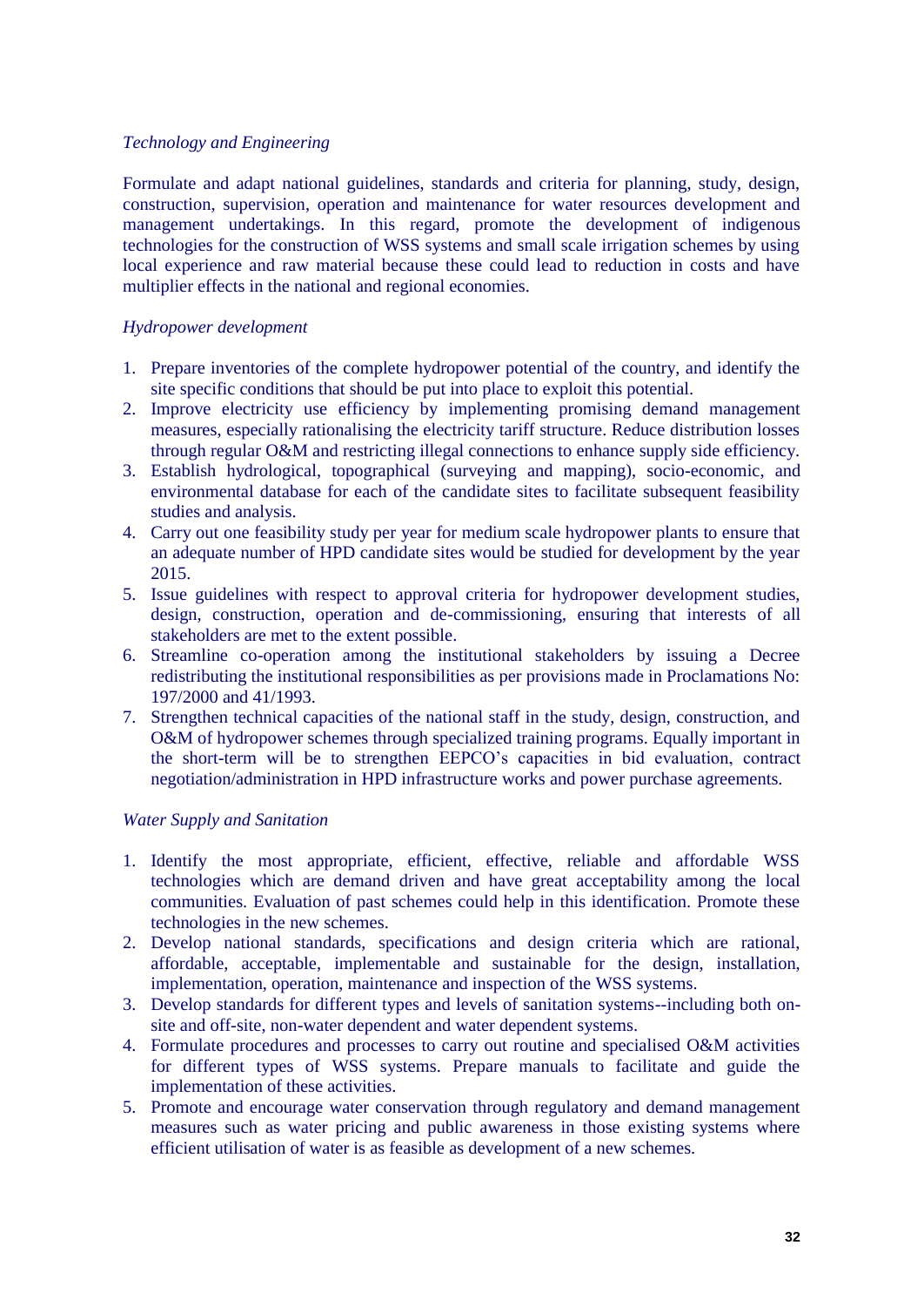*Technology and Engineering*

Formulate and adapt national guidelines, standards and criteria for planning, study, design, construction, supervision, operation and maintenance for water resources development and management undertakings. In this regard, promote the development of indigenous technologies for the construction of WSS systems and small scale irrigation schemes by using local experience and raw material because these could lead to reduction in costs and have multiplier effects in the national and regional economies.

*Hydropower development*

1. Prepare inventories of the complete hydropower potential of the country, and identify the site specific conditions that should be put into place to exploit this potential.
2. Improve electricity use efficiency by implementing promising demand management measures, especially rationalising the electricity tariff structure. Reduce distribution losses through regular O&M and restricting illegal connections to enhance supply side efficiency.
3. Establish hydrological, topographical (surveying and mapping), socio-economic, and environmental database for each of the candidate sites to facilitate subsequent feasibility studies and analysis.
4. Carry out one feasibility study per year for medium scale hydropower plants to ensure that an adequate number of HPD candidate sites would be studied for development by the year 2015.
5. Issue guidelines with respect to approval criteria for hydropower development studies, design, construction, operation and de-commissioning, ensuring that interests of all stakeholders are met to the extent possible.
6. Streamline co-operation among the institutional stakeholders by issuing a Decree redistributing the institutional responsibilities as per provisions made in Proclamations No: 197/2000 and 41/1993.
7. Strengthen technical capacities of the national staff in the study, design, construction, and O&M of hydropower schemes through specialized training programs. Equally important in the short-term will be to strengthen EEPCO's capacities in bid evaluation, contract negotiation/administration in HPD infrastructure works and power purchase agreements.

*Water Supply and Sanitation*

1. Identify the most appropriate, efficient, effective, reliable and affordable WSS technologies which are demand driven and have great acceptability among the local communities. Evaluation of past schemes could help in this identification. Promote these technologies in the new schemes.
2. Develop national standards, specifications and design criteria which are rational, affordable, acceptable, implementable and sustainable for the design, installation, implementation, operation, maintenance and inspection of the WSS systems.
3. Develop standards for different types and levels of sanitation systems--including both on-site and off-site, non-water dependent and water dependent systems.
4. Formulate procedures and processes to carry out routine and specialised O&M activities for different types of WSS systems. Prepare manuals to facilitate and guide the implementation of these activities.
5. Promote and encourage water conservation through regulatory and demand management measures such as water pricing and public awareness in those existing systems where efficient utilisation of water is as feasible as development of a new schemes.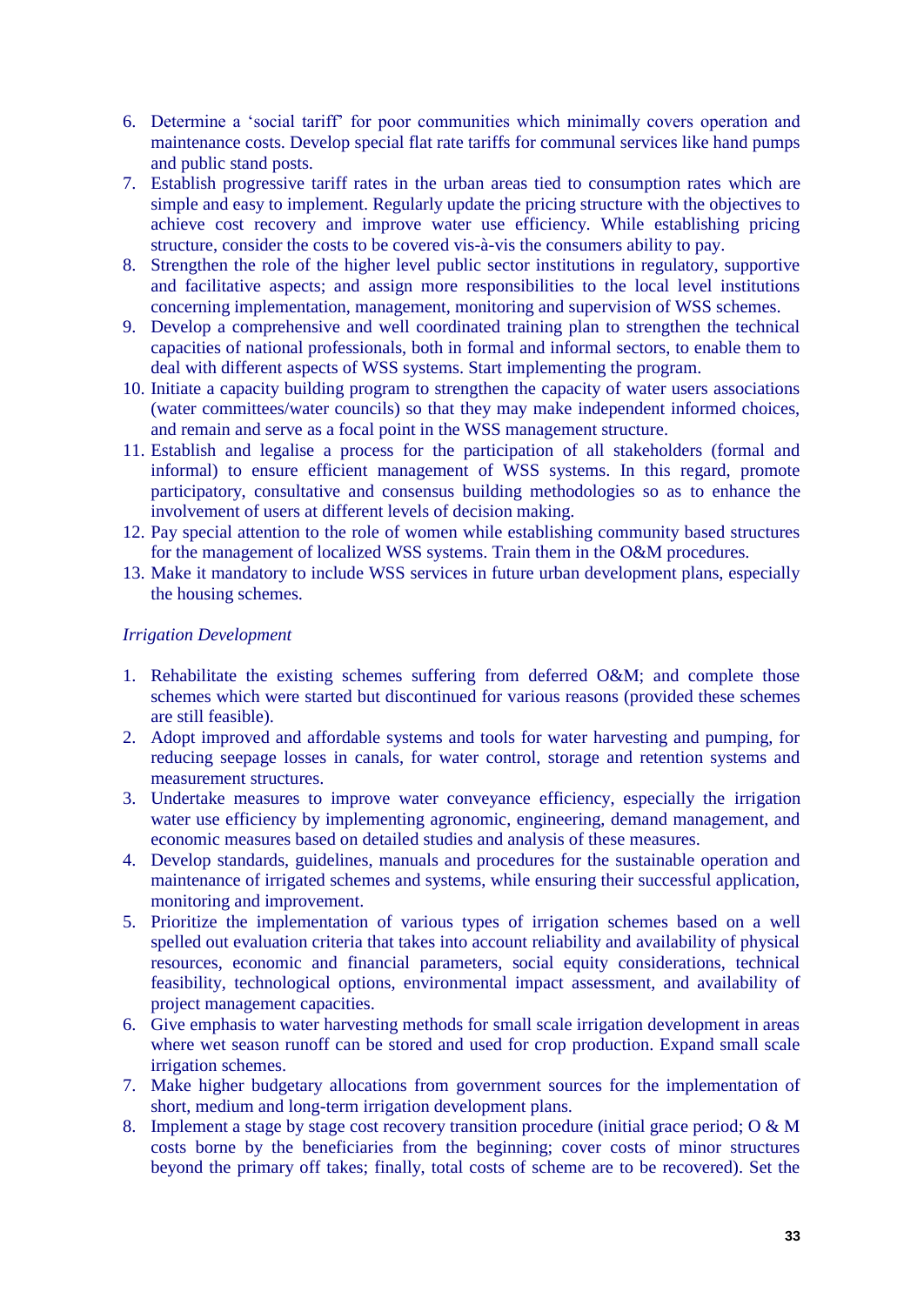6. Determine a 'social tariff' for poor communities which minimally covers operation and maintenance costs. Develop special flat rate tariffs for communal services like hand pumps and public stand posts.
7. Establish progressive tariff rates in the urban areas tied to consumption rates which are simple and easy to implement. Regularly update the pricing structure with the objectives to achieve cost recovery and improve water use efficiency. While establishing pricing structure, consider the costs to be covered vis-à-vis the consumers ability to pay.
8. Strengthen the role of the higher level public sector institutions in regulatory, supportive and facilitative aspects; and assign more responsibilities to the local level institutions concerning implementation, management, monitoring and supervision of WSS schemes.
9. Develop a comprehensive and well coordinated training plan to strengthen the technical capacities of national professionals, both in formal and informal sectors, to enable them to deal with different aspects of WSS systems. Start implementing the program.
10. Initiate a capacity building program to strengthen the capacity of water users associations (water committees/water councils) so that they may make independent informed choices, and remain and serve as a focal point in the WSS management structure.
11. Establish and legalise a process for the participation of all stakeholders (formal and informal) to ensure efficient management of WSS systems. In this regard, promote participatory, consultative and consensus building methodologies so as to enhance the involvement of users at different levels of decision making.
12. Pay special attention to the role of women while establishing community based structures for the management of localized WSS systems. Train them in the O&M procedures.
13. Make it mandatory to include WSS services in future urban development plans, especially the housing schemes.

*Irrigation Development*

1. Rehabilitate the existing schemes suffering from deferred O&M; and complete those schemes which were started but discontinued for various reasons (provided these schemes are still feasible).
2. Adopt improved and affordable systems and tools for water harvesting and pumping, for reducing seepage losses in canals, for water control, storage and retention systems and measurement structures.
3. Undertake measures to improve water conveyance efficiency, especially the irrigation water use efficiency by implementing agronomic, engineering, demand management, and economic measures based on detailed studies and analysis of these measures.
4. Develop standards, guidelines, manuals and procedures for the sustainable operation and maintenance of irrigated schemes and systems, while ensuring their successful application, monitoring and improvement.
5. Prioritize the implementation of various types of irrigation schemes based on a well spelled out evaluation criteria that takes into account reliability and availability of physical resources, economic and financial parameters, social equity considerations, technical feasibility, technological options, environmental impact assessment, and availability of project management capacities.
6. Give emphasis to water harvesting methods for small scale irrigation development in areas where wet season runoff can be stored and used for crop production. Expand small scale irrigation schemes.
7. Make higher budgetary allocations from government sources for the implementation of short, medium and long-term irrigation development plans.
8. Implement a stage by stage cost recovery transition procedure (initial grace period; O & M costs borne by the beneficiaries from the beginning; cover costs of minor structures beyond the primary off takes; finally, total costs of scheme are to be recovered). Set the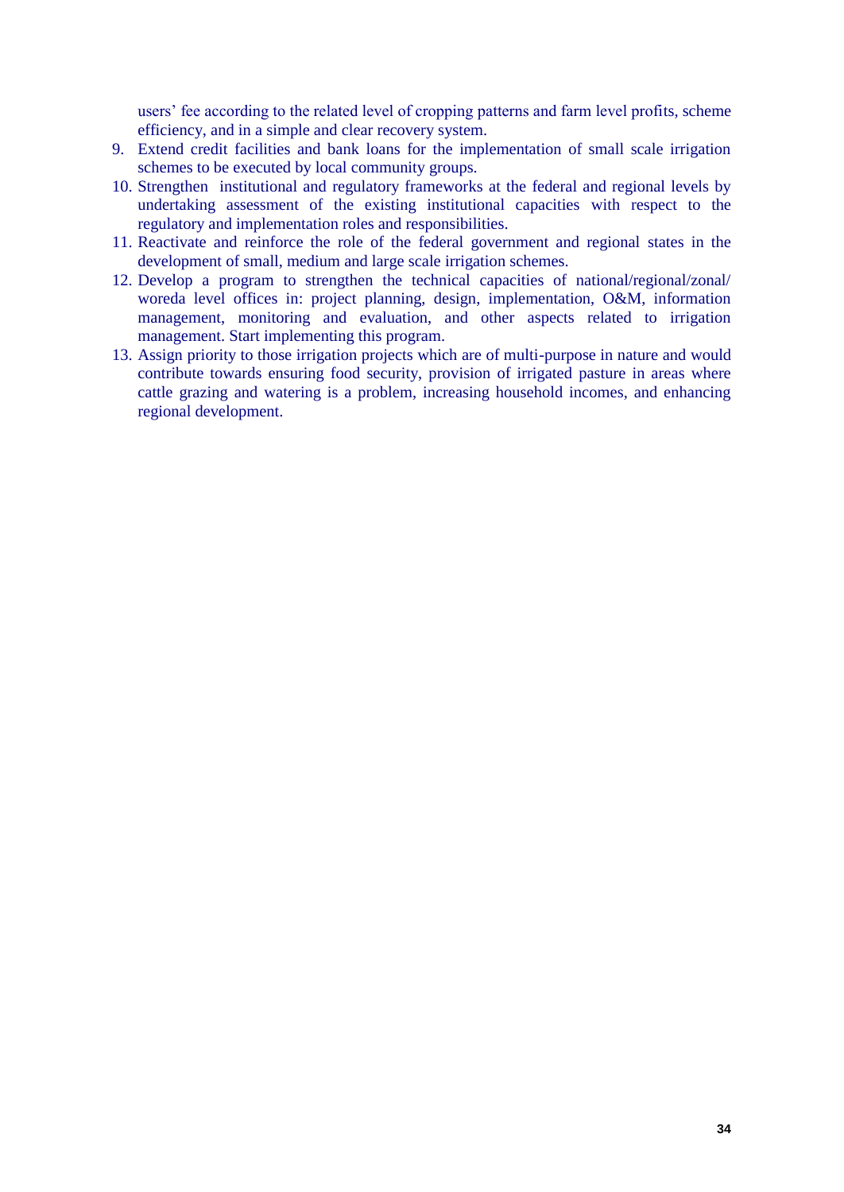users' fee according to the related level of cropping patterns and farm level profits, scheme efficiency, and in a simple and clear recovery system.

9. Extend credit facilities and bank loans for the implementation of small scale irrigation schemes to be executed by local community groups.
10. Strengthen institutional and regulatory frameworks at the federal and regional levels by undertaking assessment of the existing institutional capacities with respect to the regulatory and implementation roles and responsibilities.
11. Reactivate and reinforce the role of the federal government and regional states in the development of small, medium and large scale irrigation schemes.
12. Develop a program to strengthen the technical capacities of national/regional/zonal/ woreda level offices in: project planning, design, implementation, O&M, information management, monitoring and evaluation, and other aspects related to irrigation management. Start implementing this program.
13. Assign priority to those irrigation projects which are of multi-purpose in nature and would contribute towards ensuring food security, provision of irrigated pasture in areas where cattle grazing and watering is a problem, increasing household incomes, and enhancing regional development.